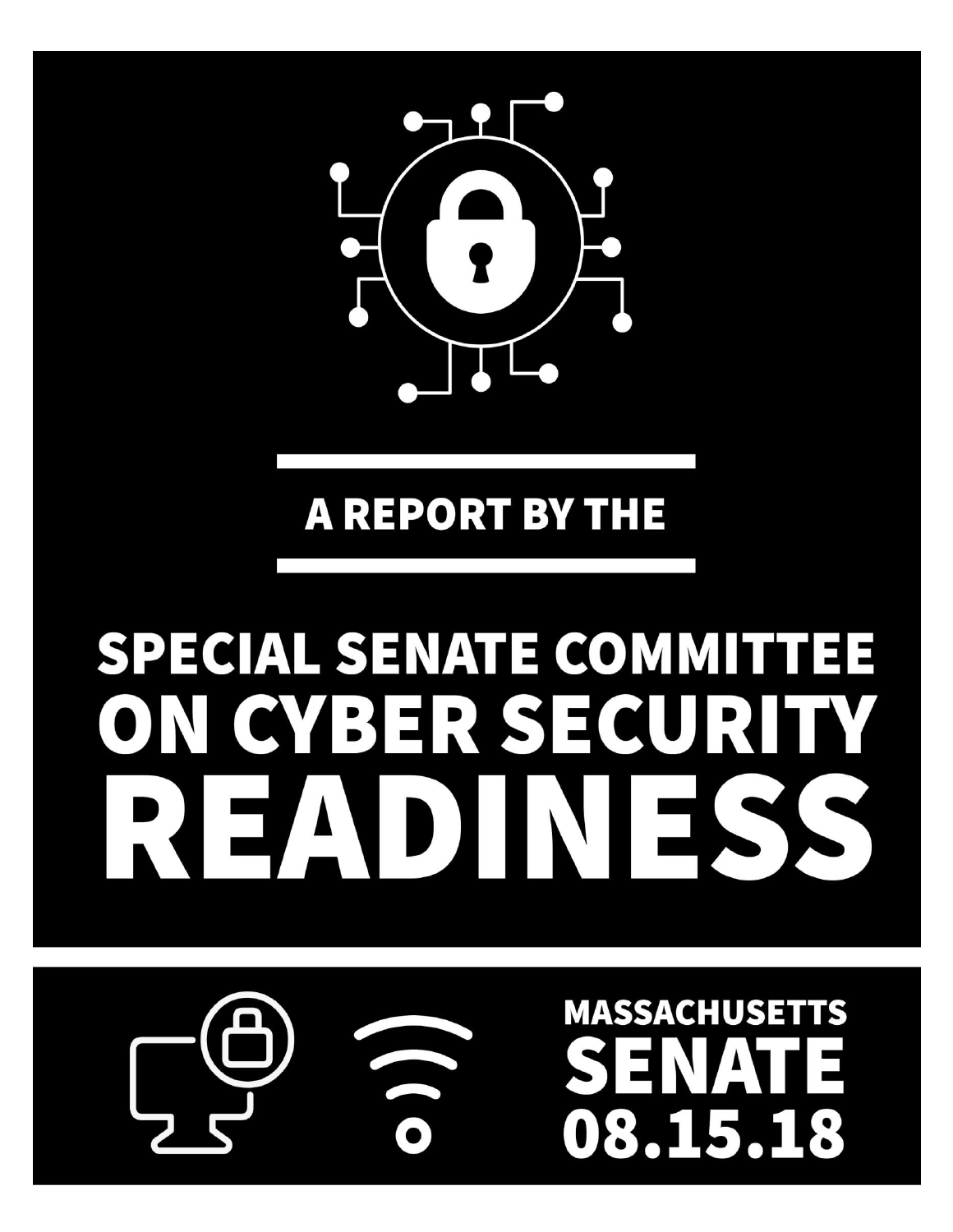A REPORT BY THE

# SPECIAL SENATE COMMITTEE ON CYBER SECURITY READINESS

MASSACHUSETTS

**SENATE**

**08.15.18**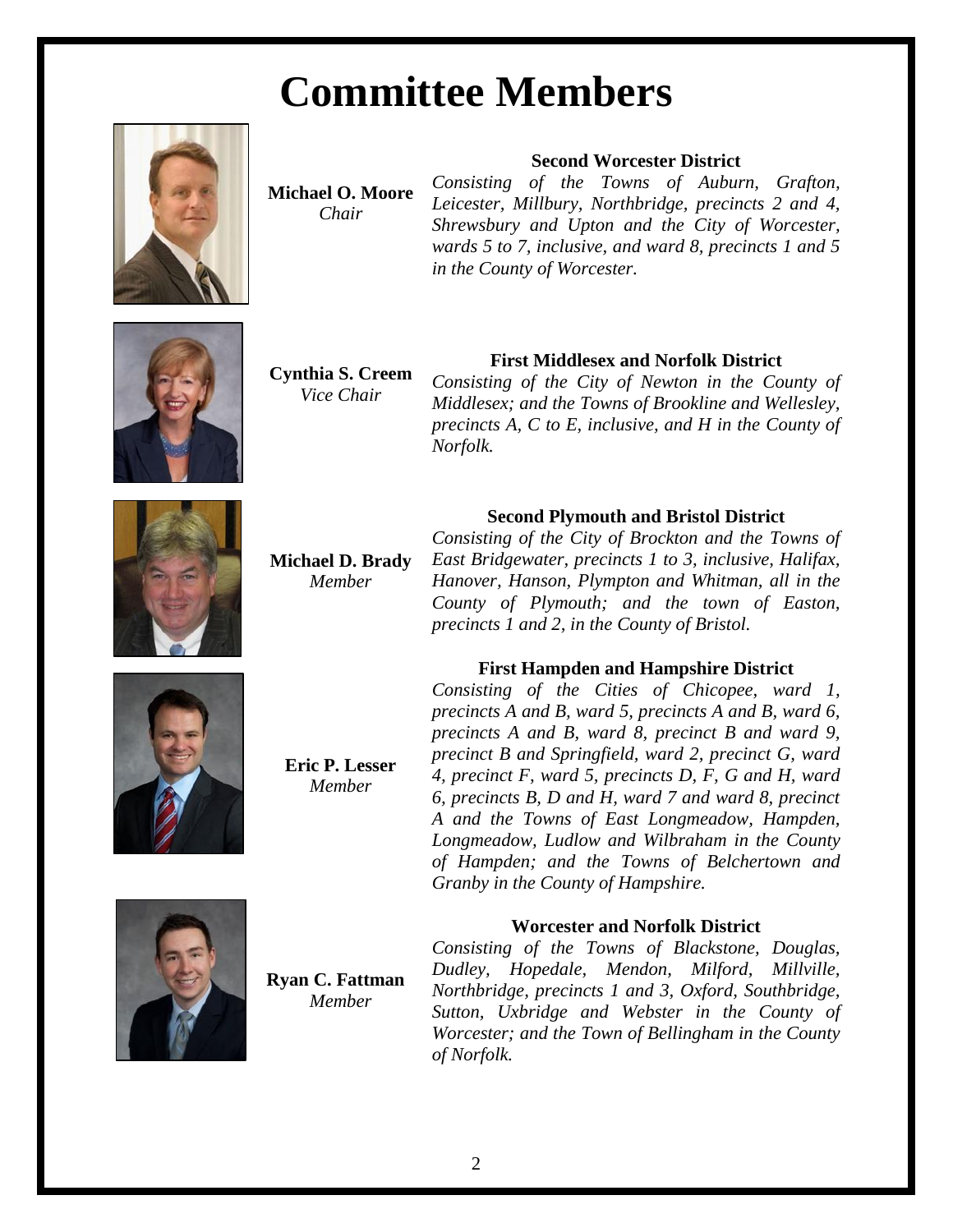# Committee Members

**Michael O. Moore**
*Chair*

**Second Worcester District**

*Consisting of the Towns of Auburn, Grafton, Leicester, Millbury, Northbridge, precincts 2 and 4, Shrewsbury and Upton and the City of Worcester, wards 5 to 7, inclusive, and ward 8, precincts 1 and 5 in the County of Worcester.*

**Cynthia S. Creem**
*Vice Chair*

**First Middlesex and Norfolk District**

*Consisting of the City of Newton in the County of Middlesex; and the Towns of Brookline and Wellesley, precincts A, C to E, inclusive, and H in the County of Norfolk.*

**Michael D. Brady**
*Member*

**Second Plymouth and Bristol District**

*Consisting of the City of Brockton and the Towns of East Bridgewater, precincts 1 to 3, inclusive, Halifax, Hanover, Hanson, Plympton and Whitman, all in the County of Plymouth; and the town of Easton, precincts 1 and 2, in the County of Bristol.*

**Eric P. Lesser**
*Member*

**First Hampden and Hampshire District**

*Consisting of the Cities of Chicopee, ward 1, precincts A and B, ward 5, precincts A and B, ward 6, precincts A and B, ward 8, precinct B and ward 9, precinct B and Springfield, ward 2, precinct G, ward 4, precinct F, ward 5, precincts D, F, G and H, ward 6, precincts B, D and H, ward 7 and ward 8, precinct A and the Towns of East Longmeadow, Hampden, Longmeadow, Ludlow and Wilbraham in the County of Hampden; and the Towns of Belchertown and Granby in the County of Hampshire.*

**Ryan C. Fattman**
*Member*

**Worcester and Norfolk District**

*Consisting of the Towns of Blackstone, Douglas, Dudley, Hopedale, Mendon, Milford, Millville, Northbridge, precincts 1 and 3, Oxford, Southbridge, Sutton, Uxbridge and Webster in the County of Worcester; and the Town of Bellingham in the County of Norfolk.*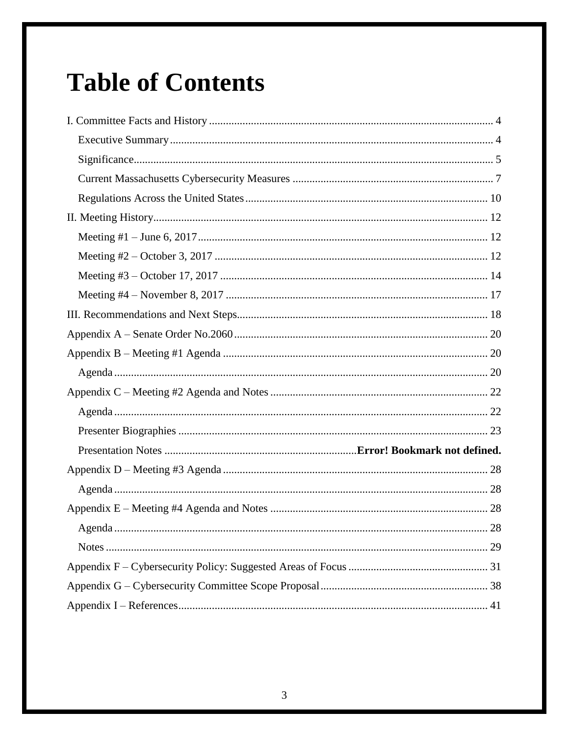# Table of Contents

I. Committee Facts and History ..... 4
- Executive Summary ..... 4
- Significance ..... 5
- Current Massachusetts Cybersecurity Measures ..... 7
- Regulations Across the United States ..... 10

II. Meeting History ..... 12
- Meeting #1 – June 6, 2017 ..... 12
- Meeting #2 – October 3, 2017 ..... 12
- Meeting #3 – October 17, 2017 ..... 14
- Meeting #4 – November 8, 2017 ..... 17

III. Recommendations and Next Steps ..... 18

Appendix A – Senate Order No.2060 ..... 20

Appendix B – Meeting #1 Agenda ..... 20
- Agenda ..... 20

Appendix C – Meeting #2 Agenda and Notes ..... 22
- Agenda ..... 22
- Presenter Biographies ..... 23
- Presentation Notes ..... **Error! Bookmark not defined.**

Appendix D – Meeting #3 Agenda ..... 28
- Agenda ..... 28

Appendix E – Meeting #4 Agenda and Notes ..... 28
- Agenda ..... 28
- Notes ..... 29

Appendix F – Cybersecurity Policy: Suggested Areas of Focus ..... 31

Appendix G – Cybersecurity Committee Scope Proposal ..... 38

Appendix I – References ..... 41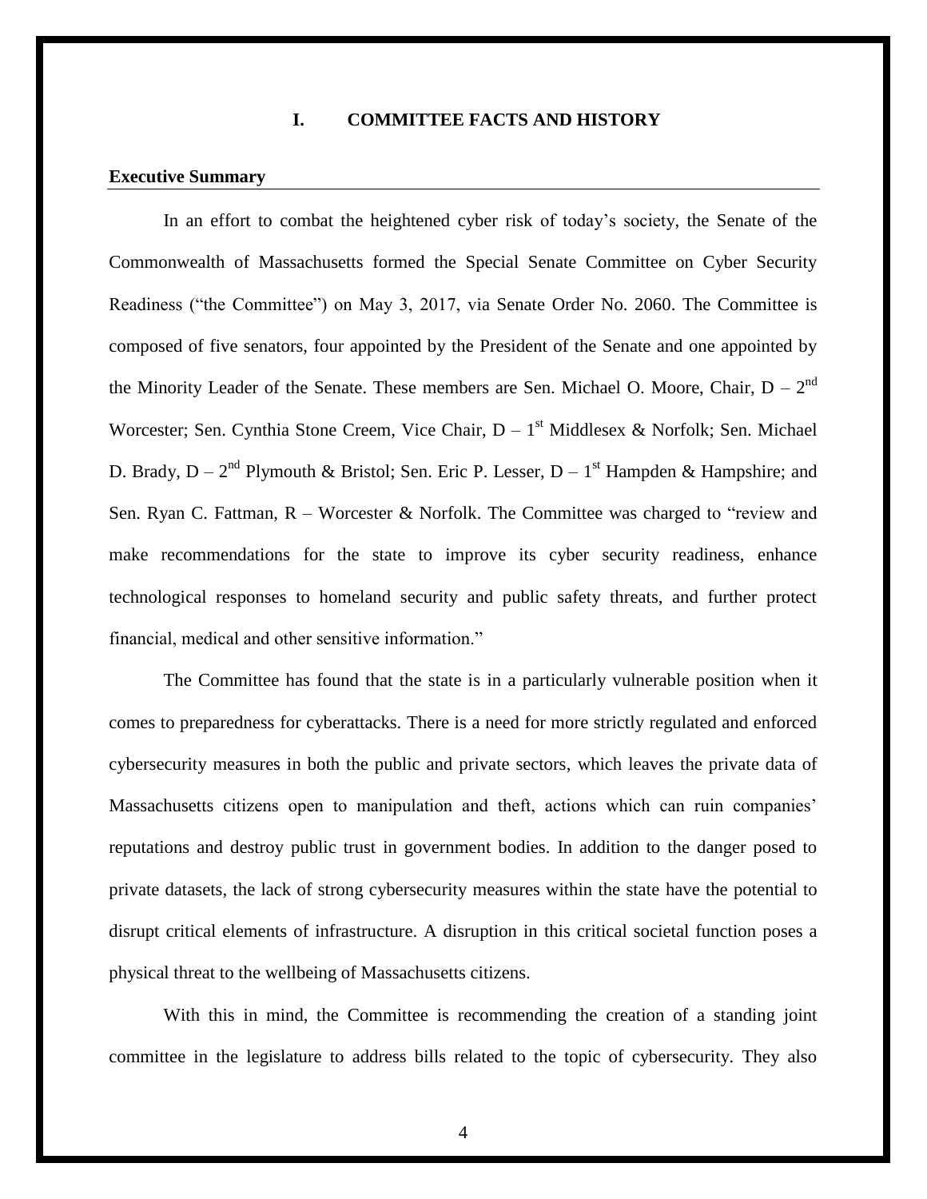# I. COMMITTEE FACTS AND HISTORY

**Executive Summary**

In an effort to combat the heightened cyber risk of today's society, the Senate of the Commonwealth of Massachusetts formed the Special Senate Committee on Cyber Security Readiness ("the Committee") on May 3, 2017, via Senate Order No. 2060. The Committee is composed of five senators, four appointed by the President of the Senate and one appointed by the Minority Leader of the Senate. These members are Sen. Michael O. Moore, Chair, D – 2nd Worcester; Sen. Cynthia Stone Creem, Vice Chair, D – 1st Middlesex & Norfolk; Sen. Michael D. Brady, D – 2nd Plymouth & Bristol; Sen. Eric P. Lesser, D – 1st Hampden & Hampshire; and Sen. Ryan C. Fattman, R – Worcester & Norfolk. The Committee was charged to "review and make recommendations for the state to improve its cyber security readiness, enhance technological responses to homeland security and public safety threats, and further protect financial, medical and other sensitive information."

The Committee has found that the state is in a particularly vulnerable position when it comes to preparedness for cyberattacks. There is a need for more strictly regulated and enforced cybersecurity measures in both the public and private sectors, which leaves the private data of Massachusetts citizens open to manipulation and theft, actions which can ruin companies' reputations and destroy public trust in government bodies. In addition to the danger posed to private datasets, the lack of strong cybersecurity measures within the state have the potential to disrupt critical elements of infrastructure. A disruption in this critical societal function poses a physical threat to the wellbeing of Massachusetts citizens.

With this in mind, the Committee is recommending the creation of a standing joint committee in the legislature to address bills related to the topic of cybersecurity. They also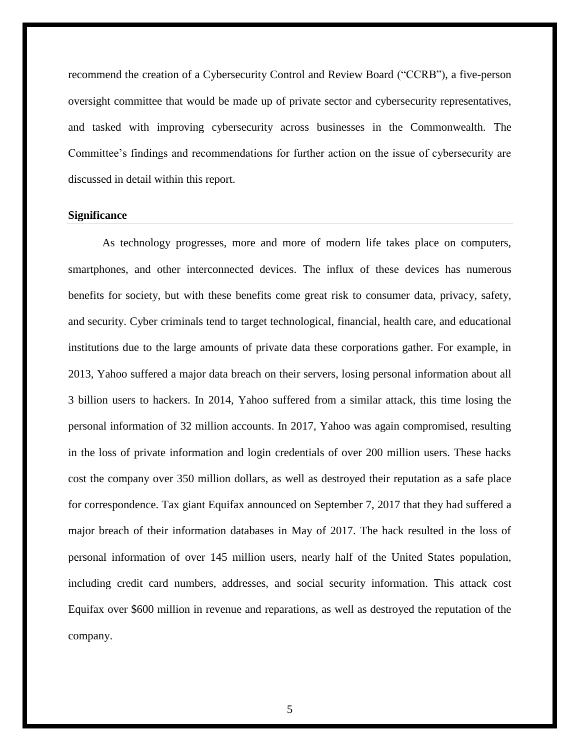recommend the creation of a Cybersecurity Control and Review Board ("CCRB"), a five-person oversight committee that would be made up of private sector and cybersecurity representatives, and tasked with improving cybersecurity across businesses in the Commonwealth. The Committee's findings and recommendations for further action on the issue of cybersecurity are discussed in detail within this report.

## Significance

As technology progresses, more and more of modern life takes place on computers, smartphones, and other interconnected devices. The influx of these devices has numerous benefits for society, but with these benefits come great risk to consumer data, privacy, safety, and security. Cyber criminals tend to target technological, financial, health care, and educational institutions due to the large amounts of private data these corporations gather. For example, in 2013, Yahoo suffered a major data breach on their servers, losing personal information about all 3 billion users to hackers. In 2014, Yahoo suffered from a similar attack, this time losing the personal information of 32 million accounts. In 2017, Yahoo was again compromised, resulting in the loss of private information and login credentials of over 200 million users. These hacks cost the company over 350 million dollars, as well as destroyed their reputation as a safe place for correspondence. Tax giant Equifax announced on September 7, 2017 that they had suffered a major breach of their information databases in May of 2017. The hack resulted in the loss of personal information of over 145 million users, nearly half of the United States population, including credit card numbers, addresses, and social security information. This attack cost Equifax over $600 million in revenue and reparations, as well as destroyed the reputation of the company.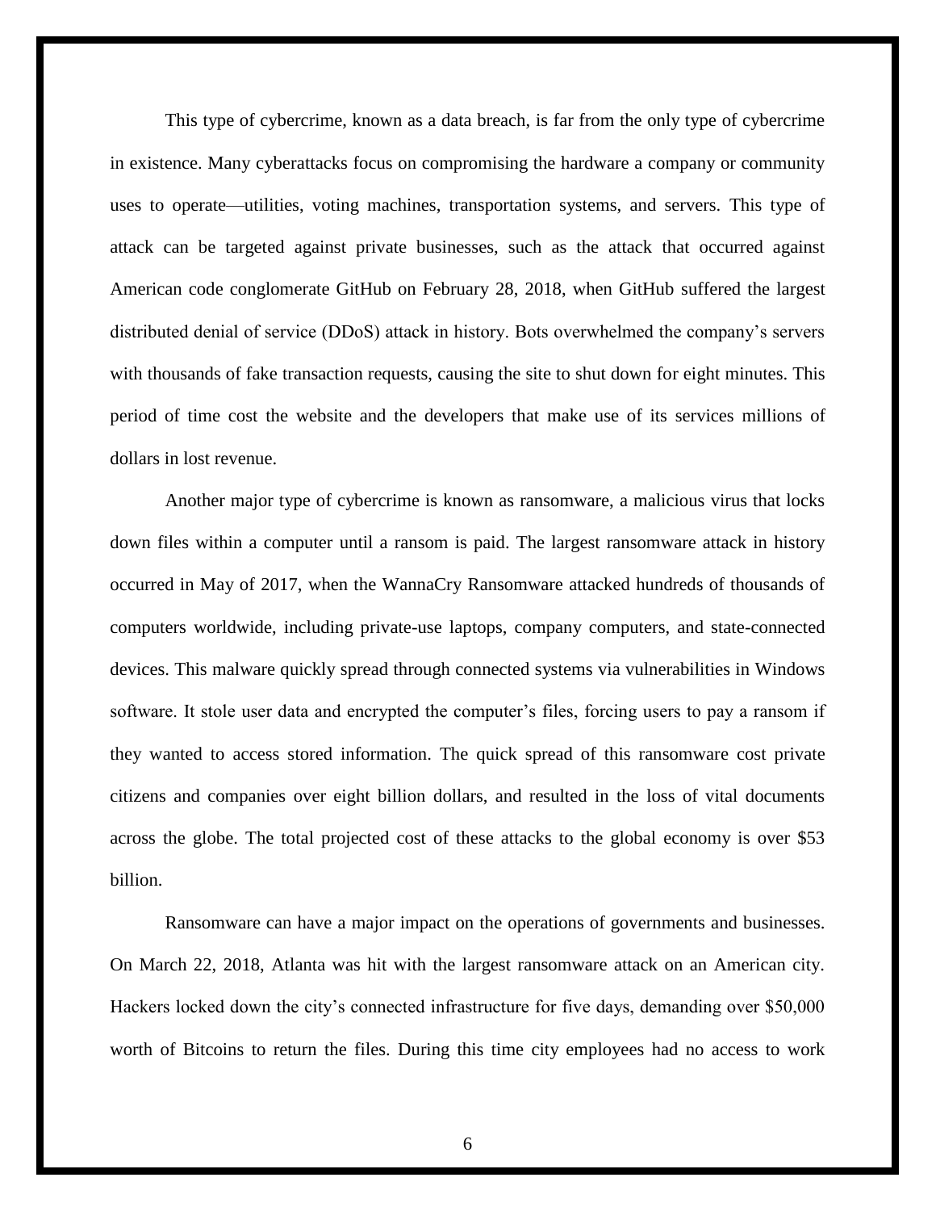This type of cybercrime, known as a data breach, is far from the only type of cybercrime in existence. Many cyberattacks focus on compromising the hardware a company or community uses to operate—utilities, voting machines, transportation systems, and servers. This type of attack can be targeted against private businesses, such as the attack that occurred against American code conglomerate GitHub on February 28, 2018, when GitHub suffered the largest distributed denial of service (DDoS) attack in history. Bots overwhelmed the company's servers with thousands of fake transaction requests, causing the site to shut down for eight minutes. This period of time cost the website and the developers that make use of its services millions of dollars in lost revenue.

Another major type of cybercrime is known as ransomware, a malicious virus that locks down files within a computer until a ransom is paid. The largest ransomware attack in history occurred in May of 2017, when the WannaCry Ransomware attacked hundreds of thousands of computers worldwide, including private-use laptops, company computers, and state-connected devices. This malware quickly spread through connected systems via vulnerabilities in Windows software. It stole user data and encrypted the computer's files, forcing users to pay a ransom if they wanted to access stored information. The quick spread of this ransomware cost private citizens and companies over eight billion dollars, and resulted in the loss of vital documents across the globe. The total projected cost of these attacks to the global economy is over $53 billion.

Ransomware can have a major impact on the operations of governments and businesses. On March 22, 2018, Atlanta was hit with the largest ransomware attack on an American city. Hackers locked down the city's connected infrastructure for five days, demanding over $50,000 worth of Bitcoins to return the files. During this time city employees had no access to work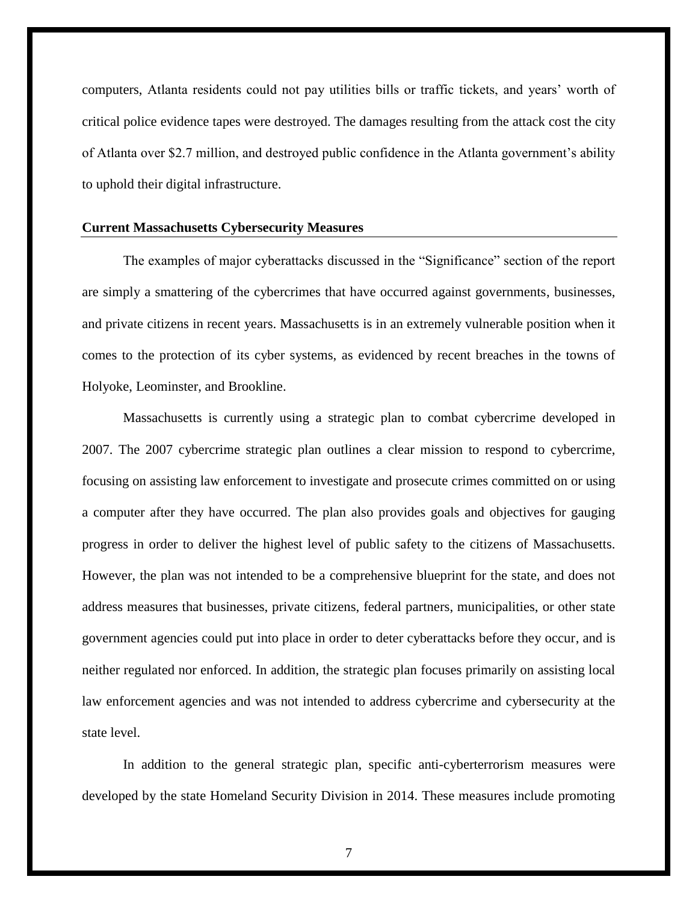computers, Atlanta residents could not pay utilities bills or traffic tickets, and years' worth of critical police evidence tapes were destroyed. The damages resulting from the attack cost the city of Atlanta over $2.7 million, and destroyed public confidence in the Atlanta government's ability to uphold their digital infrastructure.

## Current Massachusetts Cybersecurity Measures

The examples of major cyberattacks discussed in the "Significance" section of the report are simply a smattering of the cybercrimes that have occurred against governments, businesses, and private citizens in recent years. Massachusetts is in an extremely vulnerable position when it comes to the protection of its cyber systems, as evidenced by recent breaches in the towns of Holyoke, Leominster, and Brookline.

Massachusetts is currently using a strategic plan to combat cybercrime developed in 2007. The 2007 cybercrime strategic plan outlines a clear mission to respond to cybercrime, focusing on assisting law enforcement to investigate and prosecute crimes committed on or using a computer after they have occurred. The plan also provides goals and objectives for gauging progress in order to deliver the highest level of public safety to the citizens of Massachusetts. However, the plan was not intended to be a comprehensive blueprint for the state, and does not address measures that businesses, private citizens, federal partners, municipalities, or other state government agencies could put into place in order to deter cyberattacks before they occur, and is neither regulated nor enforced. In addition, the strategic plan focuses primarily on assisting local law enforcement agencies and was not intended to address cybercrime and cybersecurity at the state level.

In addition to the general strategic plan, specific anti-cyberterrorism measures were developed by the state Homeland Security Division in 2014. These measures include promoting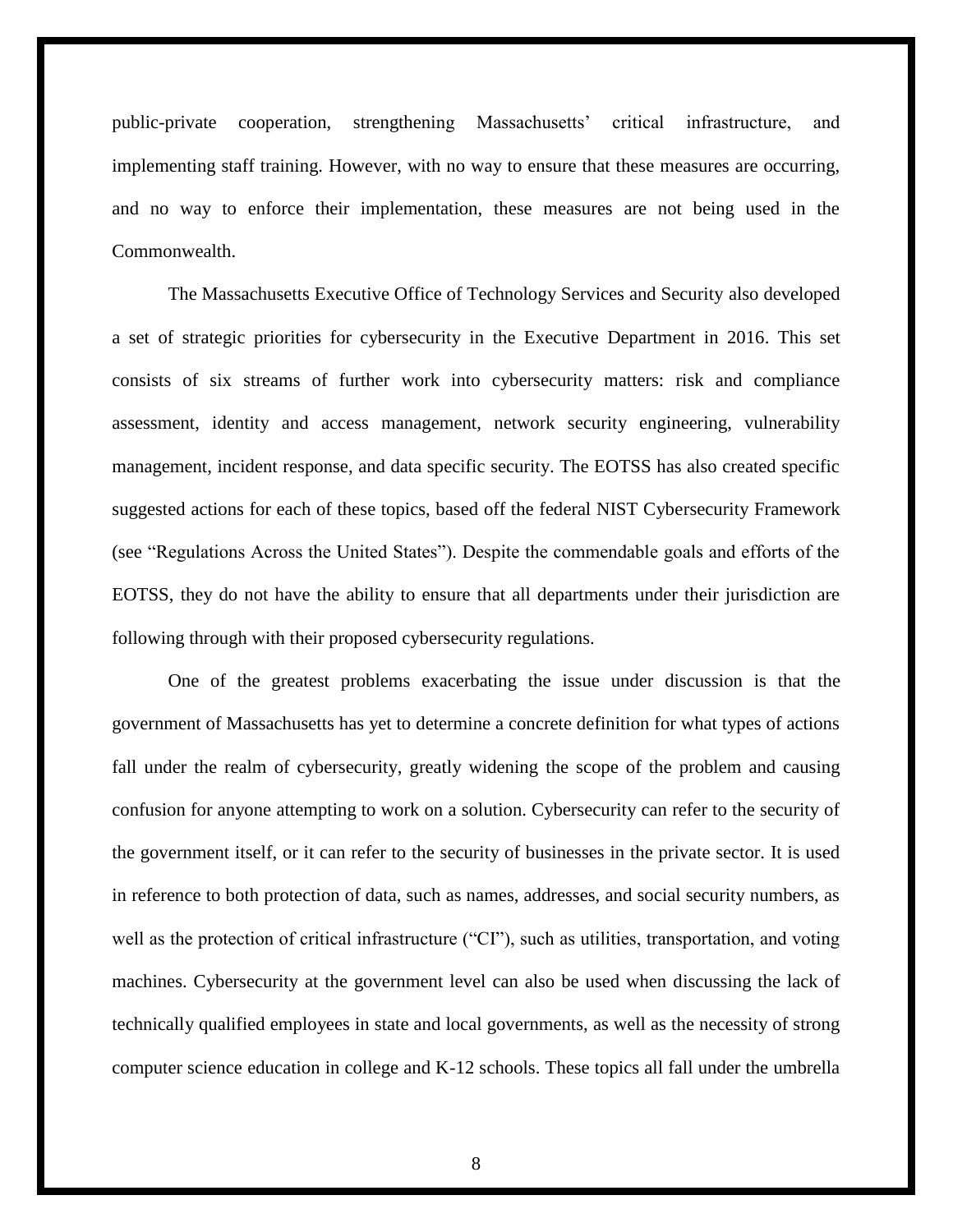public-private cooperation, strengthening Massachusetts' critical infrastructure, and implementing staff training. However, with no way to ensure that these measures are occurring, and no way to enforce their implementation, these measures are not being used in the Commonwealth.

The Massachusetts Executive Office of Technology Services and Security also developed a set of strategic priorities for cybersecurity in the Executive Department in 2016. This set consists of six streams of further work into cybersecurity matters: risk and compliance assessment, identity and access management, network security engineering, vulnerability management, incident response, and data specific security. The EOTSS has also created specific suggested actions for each of these topics, based off the federal NIST Cybersecurity Framework (see "Regulations Across the United States"). Despite the commendable goals and efforts of the EOTSS, they do not have the ability to ensure that all departments under their jurisdiction are following through with their proposed cybersecurity regulations.

One of the greatest problems exacerbating the issue under discussion is that the government of Massachusetts has yet to determine a concrete definition for what types of actions fall under the realm of cybersecurity, greatly widening the scope of the problem and causing confusion for anyone attempting to work on a solution. Cybersecurity can refer to the security of the government itself, or it can refer to the security of businesses in the private sector. It is used in reference to both protection of data, such as names, addresses, and social security numbers, as well as the protection of critical infrastructure ("CI"), such as utilities, transportation, and voting machines. Cybersecurity at the government level can also be used when discussing the lack of technically qualified employees in state and local governments, as well as the necessity of strong computer science education in college and K-12 schools. These topics all fall under the umbrella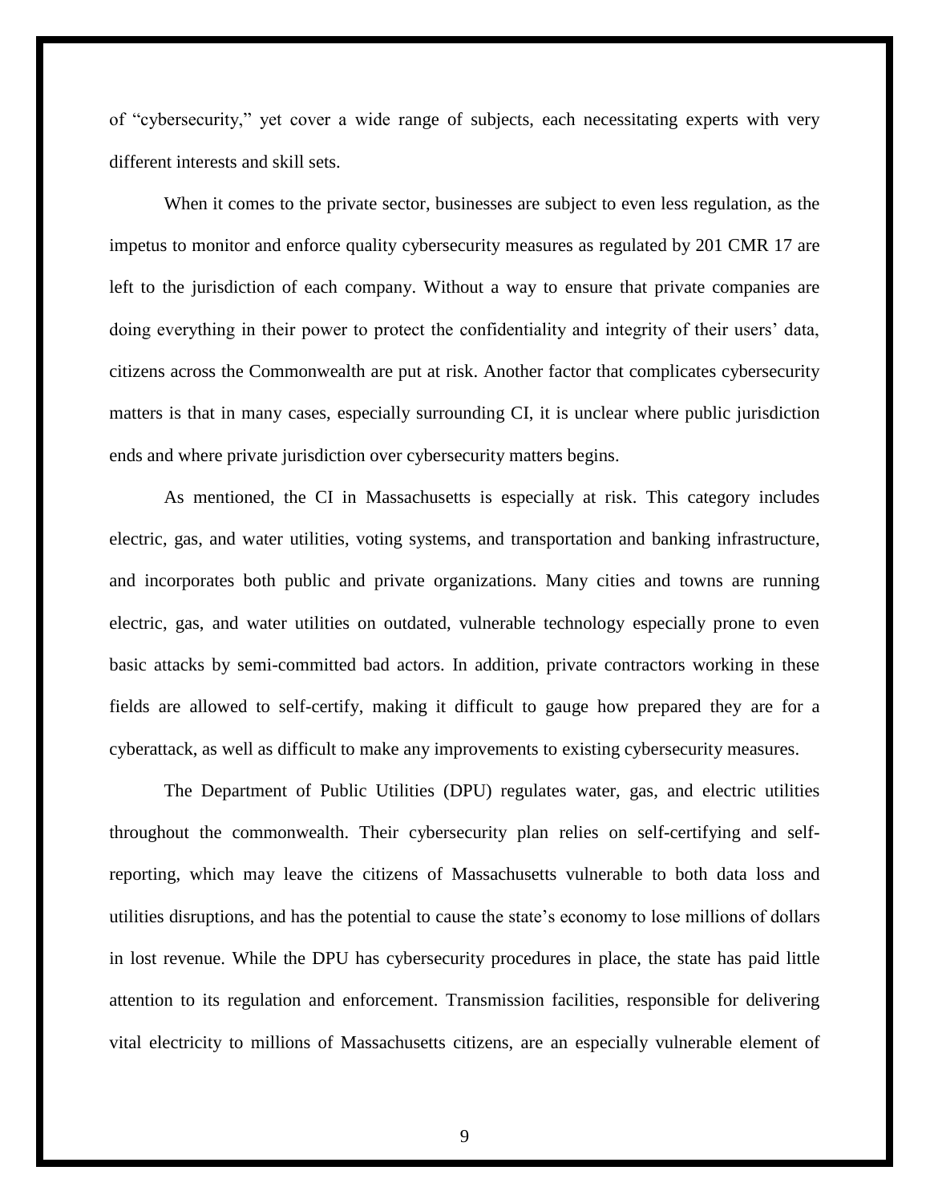of "cybersecurity," yet cover a wide range of subjects, each necessitating experts with very different interests and skill sets.

When it comes to the private sector, businesses are subject to even less regulation, as the impetus to monitor and enforce quality cybersecurity measures as regulated by 201 CMR 17 are left to the jurisdiction of each company. Without a way to ensure that private companies are doing everything in their power to protect the confidentiality and integrity of their users' data, citizens across the Commonwealth are put at risk. Another factor that complicates cybersecurity matters is that in many cases, especially surrounding CI, it is unclear where public jurisdiction ends and where private jurisdiction over cybersecurity matters begins.

As mentioned, the CI in Massachusetts is especially at risk. This category includes electric, gas, and water utilities, voting systems, and transportation and banking infrastructure, and incorporates both public and private organizations. Many cities and towns are running electric, gas, and water utilities on outdated, vulnerable technology especially prone to even basic attacks by semi-committed bad actors. In addition, private contractors working in these fields are allowed to self-certify, making it difficult to gauge how prepared they are for a cyberattack, as well as difficult to make any improvements to existing cybersecurity measures.

The Department of Public Utilities (DPU) regulates water, gas, and electric utilities throughout the commonwealth. Their cybersecurity plan relies on self-certifying and self-reporting, which may leave the citizens of Massachusetts vulnerable to both data loss and utilities disruptions, and has the potential to cause the state's economy to lose millions of dollars in lost revenue. While the DPU has cybersecurity procedures in place, the state has paid little attention to its regulation and enforcement. Transmission facilities, responsible for delivering vital electricity to millions of Massachusetts citizens, are an especially vulnerable element of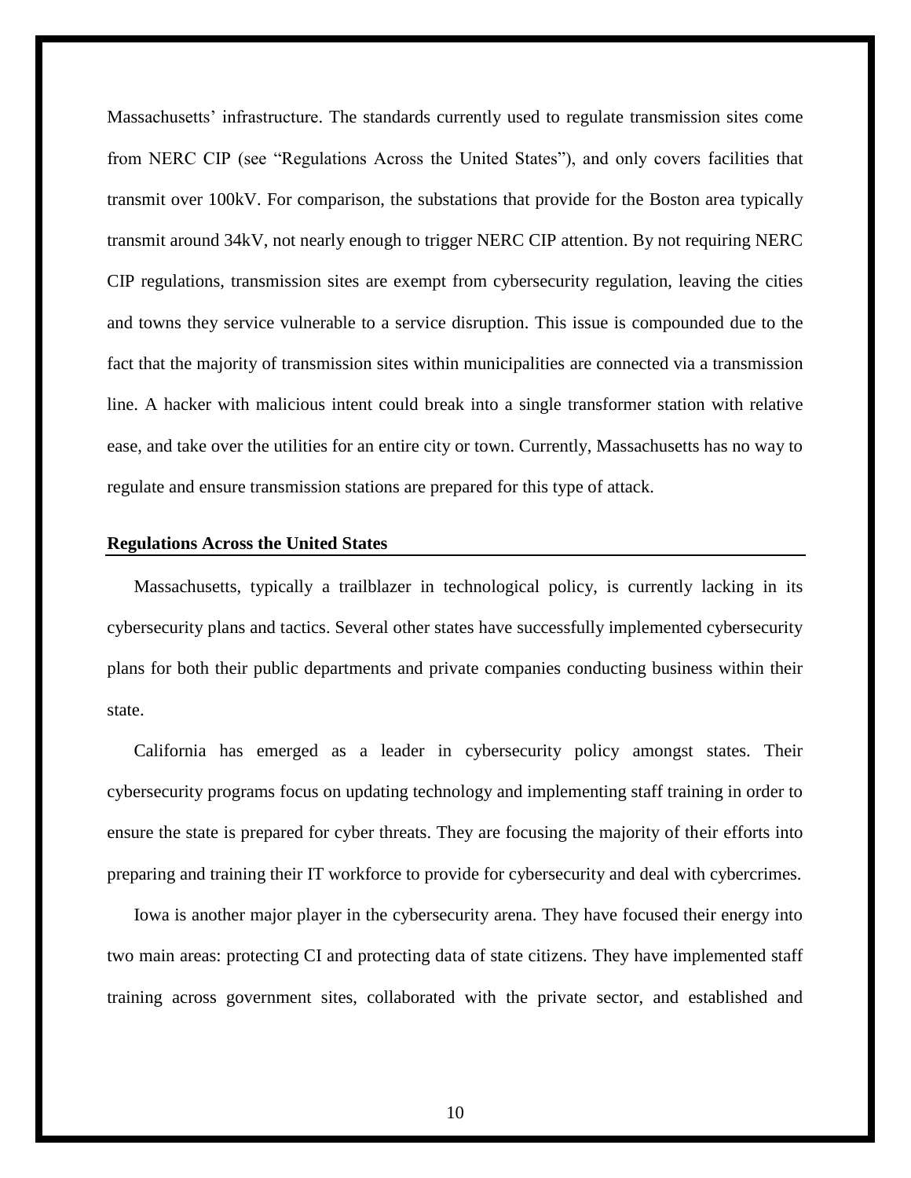Massachusetts' infrastructure. The standards currently used to regulate transmission sites come from NERC CIP (see "Regulations Across the United States"), and only covers facilities that transmit over 100kV. For comparison, the substations that provide for the Boston area typically transmit around 34kV, not nearly enough to trigger NERC CIP attention. By not requiring NERC CIP regulations, transmission sites are exempt from cybersecurity regulation, leaving the cities and towns they service vulnerable to a service disruption. This issue is compounded due to the fact that the majority of transmission sites within municipalities are connected via a transmission line. A hacker with malicious intent could break into a single transformer station with relative ease, and take over the utilities for an entire city or town. Currently, Massachusetts has no way to regulate and ensure transmission stations are prepared for this type of attack.

## Regulations Across the United States

Massachusetts, typically a trailblazer in technological policy, is currently lacking in its cybersecurity plans and tactics. Several other states have successfully implemented cybersecurity plans for both their public departments and private companies conducting business within their state.

California has emerged as a leader in cybersecurity policy amongst states. Their cybersecurity programs focus on updating technology and implementing staff training in order to ensure the state is prepared for cyber threats. They are focusing the majority of their efforts into preparing and training their IT workforce to provide for cybersecurity and deal with cybercrimes.

Iowa is another major player in the cybersecurity arena. They have focused their energy into two main areas: protecting CI and protecting data of state citizens. They have implemented staff training across government sites, collaborated with the private sector, and established and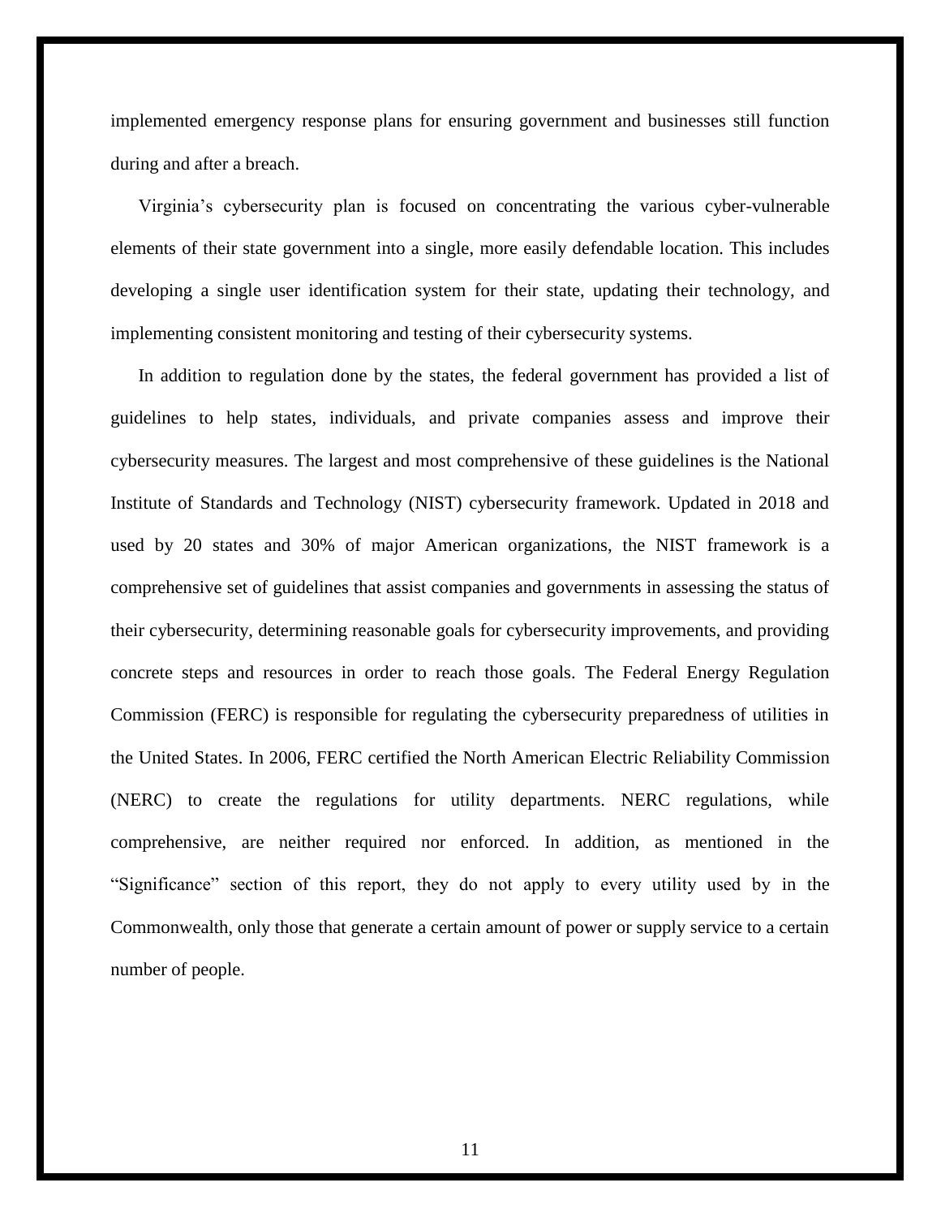implemented emergency response plans for ensuring government and businesses still function during and after a breach.

Virginia's cybersecurity plan is focused on concentrating the various cyber-vulnerable elements of their state government into a single, more easily defendable location. This includes developing a single user identification system for their state, updating their technology, and implementing consistent monitoring and testing of their cybersecurity systems.

In addition to regulation done by the states, the federal government has provided a list of guidelines to help states, individuals, and private companies assess and improve their cybersecurity measures. The largest and most comprehensive of these guidelines is the National Institute of Standards and Technology (NIST) cybersecurity framework. Updated in 2018 and used by 20 states and 30% of major American organizations, the NIST framework is a comprehensive set of guidelines that assist companies and governments in assessing the status of their cybersecurity, determining reasonable goals for cybersecurity improvements, and providing concrete steps and resources in order to reach those goals. The Federal Energy Regulation Commission (FERC) is responsible for regulating the cybersecurity preparedness of utilities in the United States. In 2006, FERC certified the North American Electric Reliability Commission (NERC) to create the regulations for utility departments. NERC regulations, while comprehensive, are neither required nor enforced. In addition, as mentioned in the "Significance" section of this report, they do not apply to every utility used by in the Commonwealth, only those that generate a certain amount of power or supply service to a certain number of people.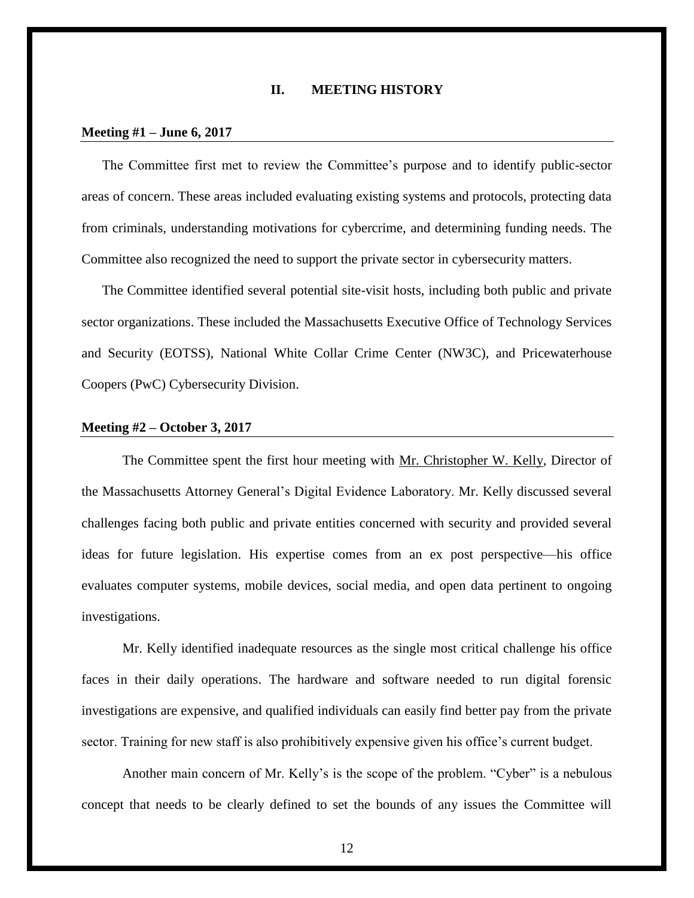## II. MEETING HISTORY

### Meeting #1 – June 6, 2017

The Committee first met to review the Committee's purpose and to identify public-sector areas of concern. These areas included evaluating existing systems and protocols, protecting data from criminals, understanding motivations for cybercrime, and determining funding needs. The Committee also recognized the need to support the private sector in cybersecurity matters.

The Committee identified several potential site-visit hosts, including both public and private sector organizations. These included the Massachusetts Executive Office of Technology Services and Security (EOTSS), National White Collar Crime Center (NW3C), and Pricewaterhouse Coopers (PwC) Cybersecurity Division.

### Meeting #2 – October 3, 2017

The Committee spent the first hour meeting with Mr. Christopher W. Kelly, Director of the Massachusetts Attorney General's Digital Evidence Laboratory. Mr. Kelly discussed several challenges facing both public and private entities concerned with security and provided several ideas for future legislation. His expertise comes from an ex post perspective—his office evaluates computer systems, mobile devices, social media, and open data pertinent to ongoing investigations.

Mr. Kelly identified inadequate resources as the single most critical challenge his office faces in their daily operations. The hardware and software needed to run digital forensic investigations are expensive, and qualified individuals can easily find better pay from the private sector. Training for new staff is also prohibitively expensive given his office's current budget.

Another main concern of Mr. Kelly's is the scope of the problem. "Cyber" is a nebulous concept that needs to be clearly defined to set the bounds of any issues the Committee will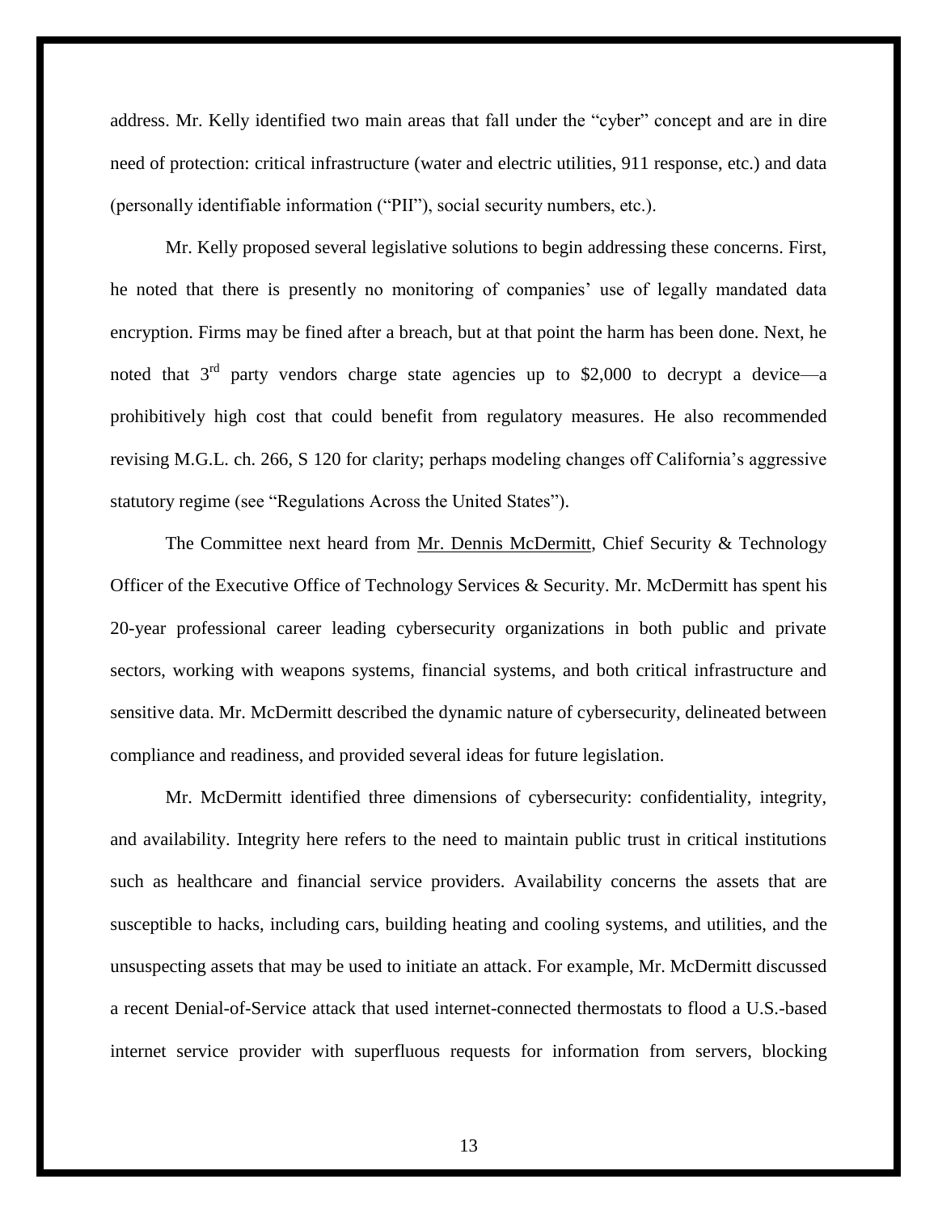address. Mr. Kelly identified two main areas that fall under the "cyber" concept and are in dire need of protection: critical infrastructure (water and electric utilities, 911 response, etc.) and data (personally identifiable information ("PII"), social security numbers, etc.).

Mr. Kelly proposed several legislative solutions to begin addressing these concerns. First, he noted that there is presently no monitoring of companies' use of legally mandated data encryption. Firms may be fined after a breach, but at that point the harm has been done. Next, he noted that 3rd party vendors charge state agencies up to $2,000 to decrypt a device—a prohibitively high cost that could benefit from regulatory measures. He also recommended revising M.G.L. ch. 266, S 120 for clarity; perhaps modeling changes off California's aggressive statutory regime (see "Regulations Across the United States").

The Committee next heard from <u>Mr. Dennis McDermitt</u>, Chief Security & Technology Officer of the Executive Office of Technology Services & Security. Mr. McDermitt has spent his 20-year professional career leading cybersecurity organizations in both public and private sectors, working with weapons systems, financial systems, and both critical infrastructure and sensitive data. Mr. McDermitt described the dynamic nature of cybersecurity, delineated between compliance and readiness, and provided several ideas for future legislation.

Mr. McDermitt identified three dimensions of cybersecurity: confidentiality, integrity, and availability. Integrity here refers to the need to maintain public trust in critical institutions such as healthcare and financial service providers. Availability concerns the assets that are susceptible to hacks, including cars, building heating and cooling systems, and utilities, and the unsuspecting assets that may be used to initiate an attack. For example, Mr. McDermitt discussed a recent Denial-of-Service attack that used internet-connected thermostats to flood a U.S.-based internet service provider with superfluous requests for information from servers, blocking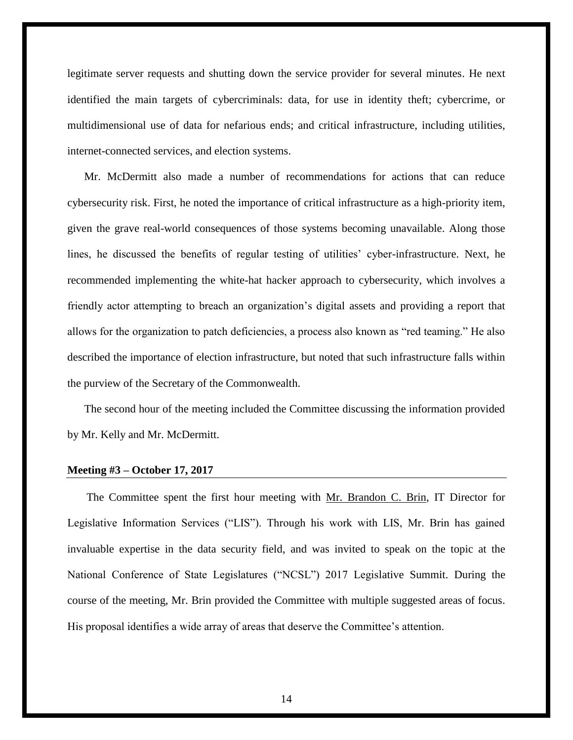legitimate server requests and shutting down the service provider for several minutes. He next identified the main targets of cybercriminals: data, for use in identity theft; cybercrime, or multidimensional use of data for nefarious ends; and critical infrastructure, including utilities, internet-connected services, and election systems.

Mr. McDermitt also made a number of recommendations for actions that can reduce cybersecurity risk. First, he noted the importance of critical infrastructure as a high-priority item, given the grave real-world consequences of those systems becoming unavailable. Along those lines, he discussed the benefits of regular testing of utilities' cyber-infrastructure. Next, he recommended implementing the white-hat hacker approach to cybersecurity, which involves a friendly actor attempting to breach an organization's digital assets and providing a report that allows for the organization to patch deficiencies, a process also known as "red teaming." He also described the importance of election infrastructure, but noted that such infrastructure falls within the purview of the Secretary of the Commonwealth.

The second hour of the meeting included the Committee discussing the information provided by Mr. Kelly and Mr. McDermitt.

**Meeting #3 – October 17, 2017**

The Committee spent the first hour meeting with Mr. Brandon C. Brin, IT Director for Legislative Information Services ("LIS"). Through his work with LIS, Mr. Brin has gained invaluable expertise in the data security field, and was invited to speak on the topic at the National Conference of State Legislatures ("NCSL") 2017 Legislative Summit. During the course of the meeting, Mr. Brin provided the Committee with multiple suggested areas of focus. His proposal identifies a wide array of areas that deserve the Committee's attention.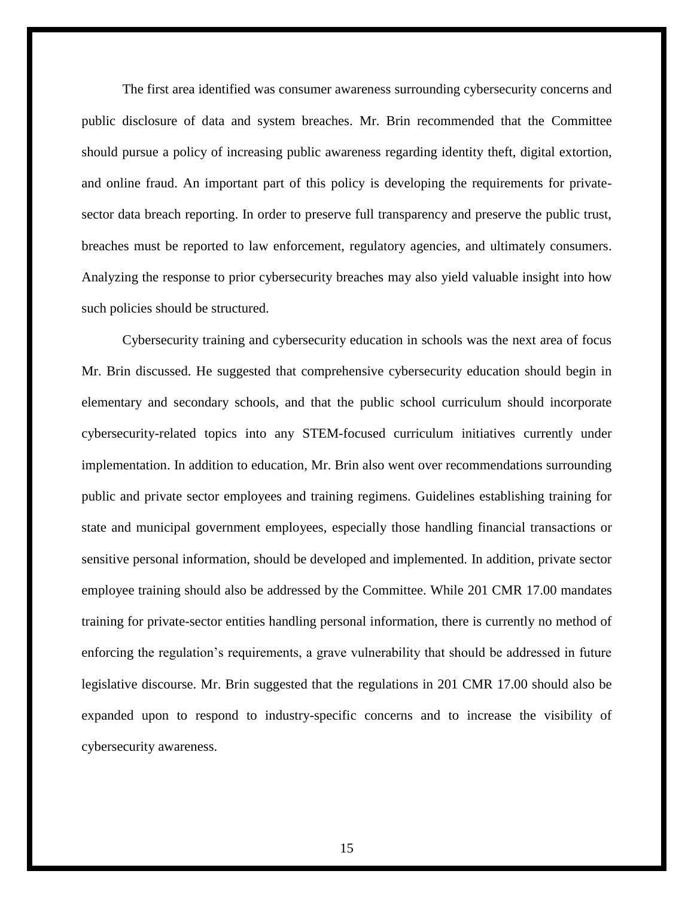The first area identified was consumer awareness surrounding cybersecurity concerns and public disclosure of data and system breaches. Mr. Brin recommended that the Committee should pursue a policy of increasing public awareness regarding identity theft, digital extortion, and online fraud. An important part of this policy is developing the requirements for private-sector data breach reporting. In order to preserve full transparency and preserve the public trust, breaches must be reported to law enforcement, regulatory agencies, and ultimately consumers. Analyzing the response to prior cybersecurity breaches may also yield valuable insight into how such policies should be structured.

Cybersecurity training and cybersecurity education in schools was the next area of focus Mr. Brin discussed. He suggested that comprehensive cybersecurity education should begin in elementary and secondary schools, and that the public school curriculum should incorporate cybersecurity-related topics into any STEM-focused curriculum initiatives currently under implementation. In addition to education, Mr. Brin also went over recommendations surrounding public and private sector employees and training regimens. Guidelines establishing training for state and municipal government employees, especially those handling financial transactions or sensitive personal information, should be developed and implemented. In addition, private sector employee training should also be addressed by the Committee. While 201 CMR 17.00 mandates training for private-sector entities handling personal information, there is currently no method of enforcing the regulation's requirements, a grave vulnerability that should be addressed in future legislative discourse. Mr. Brin suggested that the regulations in 201 CMR 17.00 should also be expanded upon to respond to industry-specific concerns and to increase the visibility of cybersecurity awareness.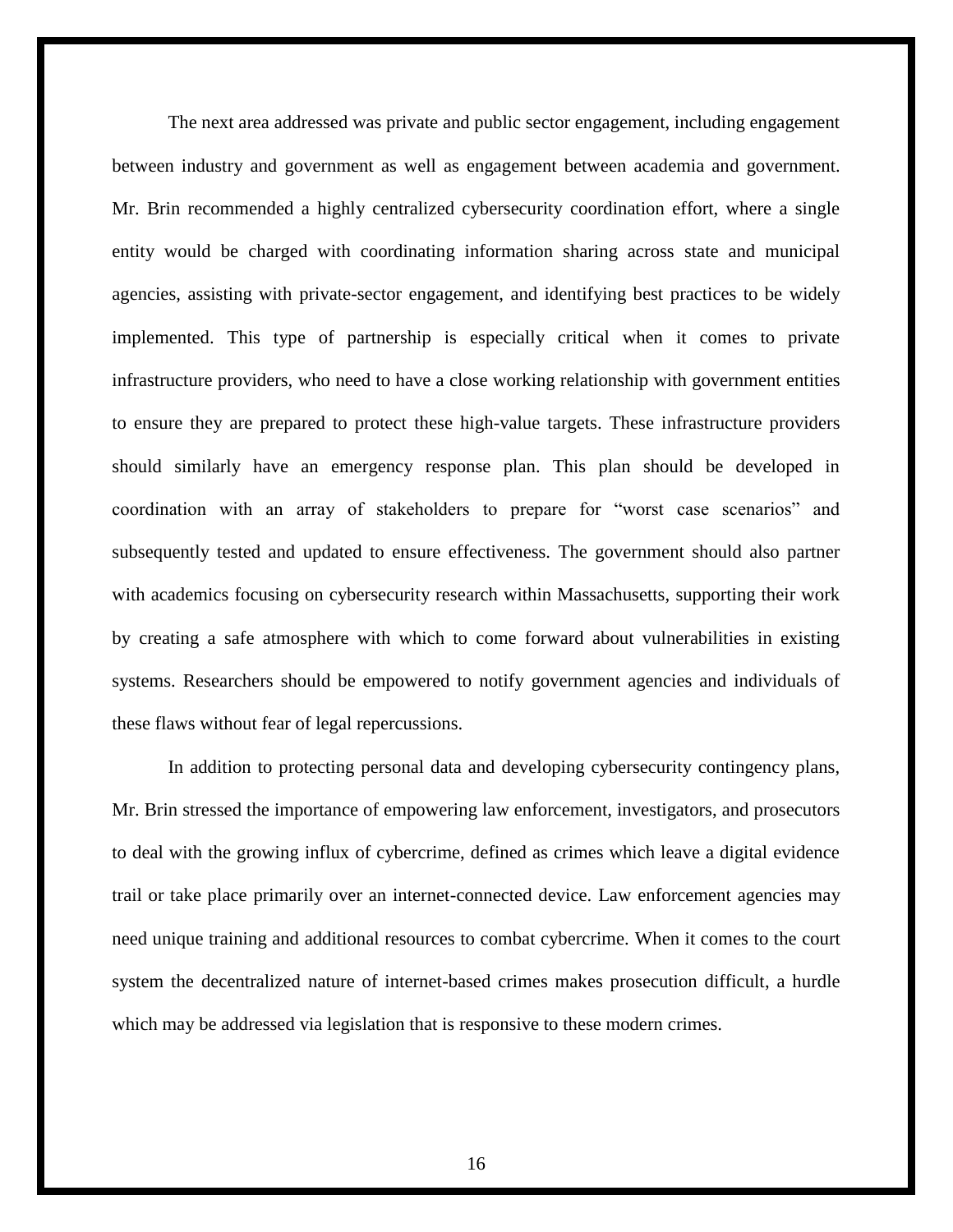The next area addressed was private and public sector engagement, including engagement between industry and government as well as engagement between academia and government. Mr. Brin recommended a highly centralized cybersecurity coordination effort, where a single entity would be charged with coordinating information sharing across state and municipal agencies, assisting with private-sector engagement, and identifying best practices to be widely implemented. This type of partnership is especially critical when it comes to private infrastructure providers, who need to have a close working relationship with government entities to ensure they are prepared to protect these high-value targets. These infrastructure providers should similarly have an emergency response plan. This plan should be developed in coordination with an array of stakeholders to prepare for "worst case scenarios" and subsequently tested and updated to ensure effectiveness. The government should also partner with academics focusing on cybersecurity research within Massachusetts, supporting their work by creating a safe atmosphere with which to come forward about vulnerabilities in existing systems. Researchers should be empowered to notify government agencies and individuals of these flaws without fear of legal repercussions.

In addition to protecting personal data and developing cybersecurity contingency plans, Mr. Brin stressed the importance of empowering law enforcement, investigators, and prosecutors to deal with the growing influx of cybercrime, defined as crimes which leave a digital evidence trail or take place primarily over an internet-connected device. Law enforcement agencies may need unique training and additional resources to combat cybercrime. When it comes to the court system the decentralized nature of internet-based crimes makes prosecution difficult, a hurdle which may be addressed via legislation that is responsive to these modern crimes.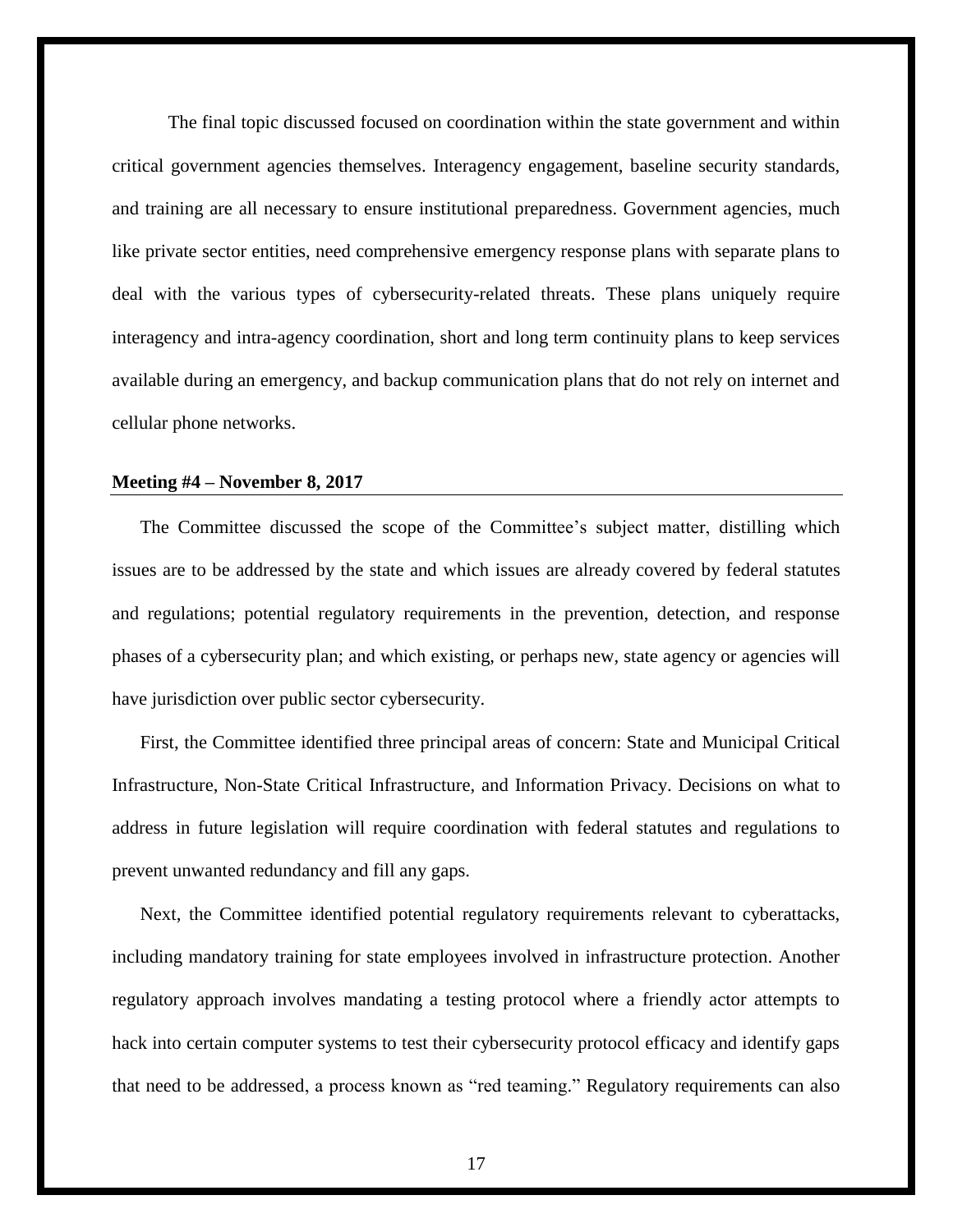The final topic discussed focused on coordination within the state government and within critical government agencies themselves. Interagency engagement, baseline security standards, and training are all necessary to ensure institutional preparedness. Government agencies, much like private sector entities, need comprehensive emergency response plans with separate plans to deal with the various types of cybersecurity-related threats. These plans uniquely require interagency and intra-agency coordination, short and long term continuity plans to keep services available during an emergency, and backup communication plans that do not rely on internet and cellular phone networks.

**Meeting #4 – November 8, 2017**

The Committee discussed the scope of the Committee's subject matter, distilling which issues are to be addressed by the state and which issues are already covered by federal statutes and regulations; potential regulatory requirements in the prevention, detection, and response phases of a cybersecurity plan; and which existing, or perhaps new, state agency or agencies will have jurisdiction over public sector cybersecurity.

First, the Committee identified three principal areas of concern: State and Municipal Critical Infrastructure, Non-State Critical Infrastructure, and Information Privacy. Decisions on what to address in future legislation will require coordination with federal statutes and regulations to prevent unwanted redundancy and fill any gaps.

Next, the Committee identified potential regulatory requirements relevant to cyberattacks, including mandatory training for state employees involved in infrastructure protection. Another regulatory approach involves mandating a testing protocol where a friendly actor attempts to hack into certain computer systems to test their cybersecurity protocol efficacy and identify gaps that need to be addressed, a process known as "red teaming." Regulatory requirements can also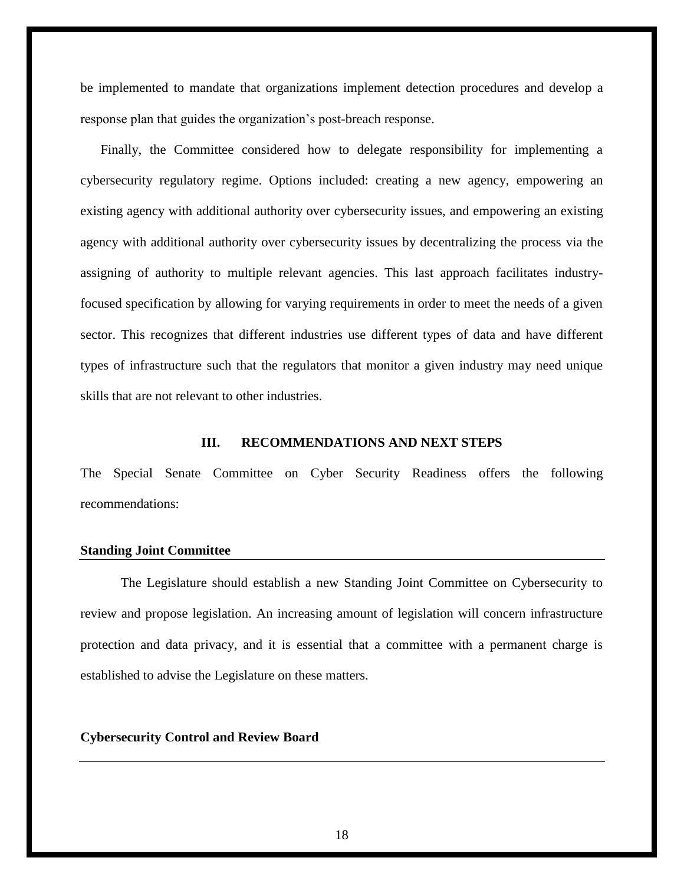be implemented to mandate that organizations implement detection procedures and develop a response plan that guides the organization's post-breach response.

Finally, the Committee considered how to delegate responsibility for implementing a cybersecurity regulatory regime. Options included: creating a new agency, empowering an existing agency with additional authority over cybersecurity issues, and empowering an existing agency with additional authority over cybersecurity issues by decentralizing the process via the assigning of authority to multiple relevant agencies. This last approach facilitates industry-focused specification by allowing for varying requirements in order to meet the needs of a given sector. This recognizes that different industries use different types of data and have different types of infrastructure such that the regulators that monitor a given industry may need unique skills that are not relevant to other industries.

## III. RECOMMENDATIONS AND NEXT STEPS

The Special Senate Committee on Cyber Security Readiness offers the following recommendations:

### Standing Joint Committee

The Legislature should establish a new Standing Joint Committee on Cybersecurity to review and propose legislation. An increasing amount of legislation will concern infrastructure protection and data privacy, and it is essential that a committee with a permanent charge is established to advise the Legislature on these matters.

### Cybersecurity Control and Review Board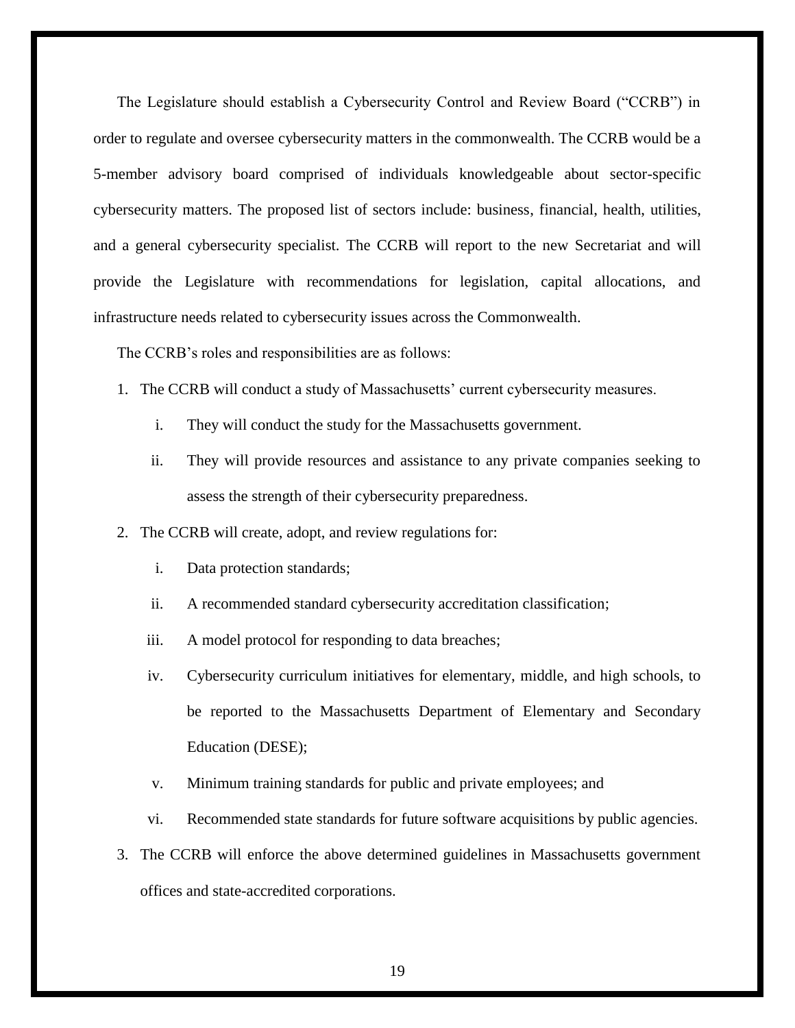The Legislature should establish a Cybersecurity Control and Review Board ("CCRB") in order to regulate and oversee cybersecurity matters in the commonwealth. The CCRB would be a 5-member advisory board comprised of individuals knowledgeable about sector-specific cybersecurity matters. The proposed list of sectors include: business, financial, health, utilities, and a general cybersecurity specialist. The CCRB will report to the new Secretariat and will provide the Legislature with recommendations for legislation, capital allocations, and infrastructure needs related to cybersecurity issues across the Commonwealth.

The CCRB's roles and responsibilities are as follows:

1. The CCRB will conduct a study of Massachusetts' current cybersecurity measures.
    - i. They will conduct the study for the Massachusetts government.
    - ii. They will provide resources and assistance to any private companies seeking to assess the strength of their cybersecurity preparedness.
2. The CCRB will create, adopt, and review regulations for:
    - i. Data protection standards;
    - ii. A recommended standard cybersecurity accreditation classification;
    - iii. A model protocol for responding to data breaches;
    - iv. Cybersecurity curriculum initiatives for elementary, middle, and high schools, to be reported to the Massachusetts Department of Elementary and Secondary Education (DESE);
    - v. Minimum training standards for public and private employees; and
    - vi. Recommended state standards for future software acquisitions by public agencies.
3. The CCRB will enforce the above determined guidelines in Massachusetts government offices and state-accredited corporations.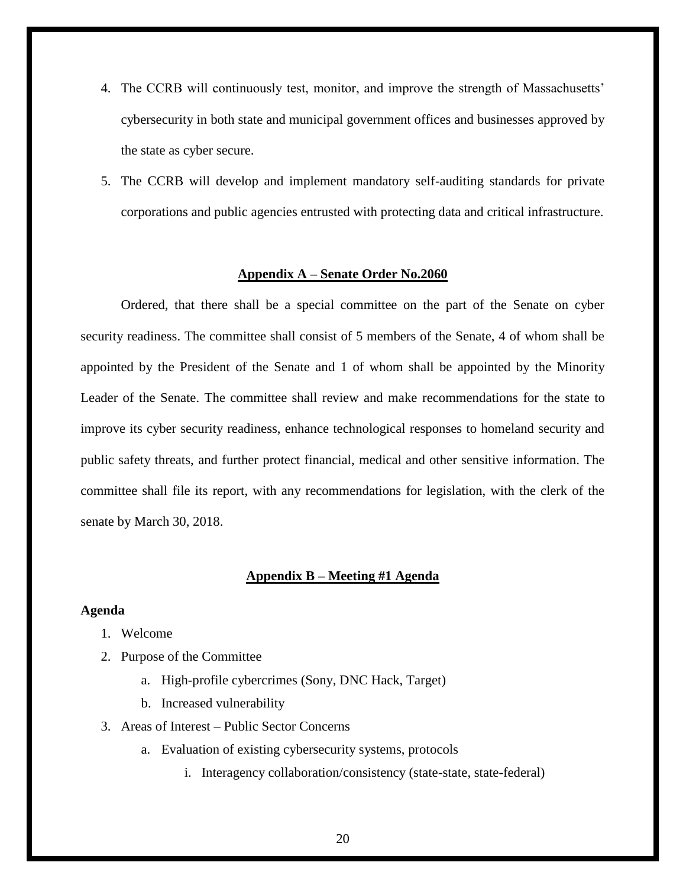4. The CCRB will continuously test, monitor, and improve the strength of Massachusetts' cybersecurity in both state and municipal government offices and businesses approved by the state as cyber secure.
5. The CCRB will develop and implement mandatory self-auditing standards for private corporations and public agencies entrusted with protecting data and critical infrastructure.

## Appendix A – Senate Order No.2060

Ordered, that there shall be a special committee on the part of the Senate on cyber security readiness. The committee shall consist of 5 members of the Senate, 4 of whom shall be appointed by the President of the Senate and 1 of whom shall be appointed by the Minority Leader of the Senate. The committee shall review and make recommendations for the state to improve its cyber security readiness, enhance technological responses to homeland security and public safety threats, and further protect financial, medical and other sensitive information. The committee shall file its report, with any recommendations for legislation, with the clerk of the senate by March 30, 2018.

## Appendix B – Meeting #1 Agenda

**Agenda**

1. Welcome
2. Purpose of the Committee
    a. High-profile cybercrimes (Sony, DNC Hack, Target)
    b. Increased vulnerability
3. Areas of Interest – Public Sector Concerns
    a. Evaluation of existing cybersecurity systems, protocols
        i. Interagency collaboration/consistency (state-state, state-federal)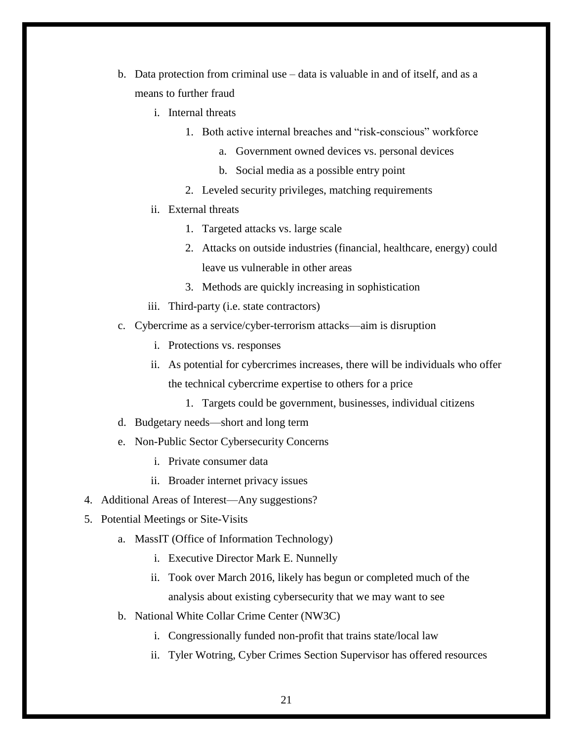b. Data protection from criminal use – data is valuable in and of itself, and as a means to further fraud
      i. Internal threats
         1. Both active internal breaches and "risk-conscious" workforce
            a. Government owned devices vs. personal devices
            b. Social media as a possible entry point
         2. Leveled security privileges, matching requirements
      ii. External threats
         1. Targeted attacks vs. large scale
         2. Attacks on outside industries (financial, healthcare, energy) could leave us vulnerable in other areas
         3. Methods are quickly increasing in sophistication
      iii. Third-party (i.e. state contractors)
   c. Cybercrime as a service/cyber-terrorism attacks—aim is disruption
      i. Protections vs. responses
      ii. As potential for cybercrimes increases, there will be individuals who offer the technical cybercrime expertise to others for a price
         1. Targets could be government, businesses, individual citizens
   d. Budgetary needs—short and long term
   e. Non-Public Sector Cybersecurity Concerns
      i. Private consumer data
      ii. Broader internet privacy issues

4. Additional Areas of Interest—Any suggestions?
5. Potential Meetings or Site-Visits
   a. MassIT (Office of Information Technology)
      i. Executive Director Mark E. Nunnelly
      ii. Took over March 2016, likely has begun or completed much of the analysis about existing cybersecurity that we may want to see
   b. National White Collar Crime Center (NW3C)
      i. Congressionally funded non-profit that trains state/local law
      ii. Tyler Wotring, Cyber Crimes Section Supervisor has offered resources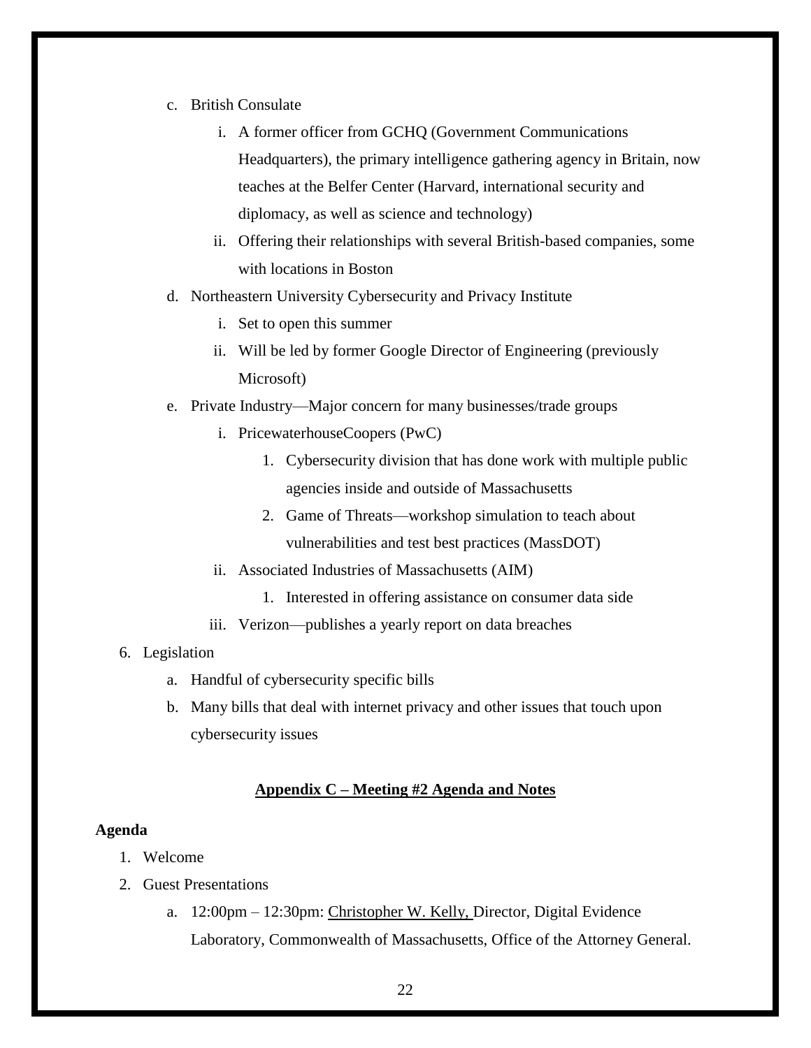c. British Consulate
    i. A former officer from GCHQ (Government Communications Headquarters), the primary intelligence gathering agency in Britain, now teaches at the Belfer Center (Harvard, international security and diplomacy, as well as science and technology)
    ii. Offering their relationships with several British-based companies, some with locations in Boston
d. Northeastern University Cybersecurity and Privacy Institute
    i. Set to open this summer
    ii. Will be led by former Google Director of Engineering (previously Microsoft)
e. Private Industry—Major concern for many businesses/trade groups
    i. PricewaterhouseCoopers (PwC)
        1. Cybersecurity division that has done work with multiple public agencies inside and outside of Massachusetts
        2. Game of Threats—workshop simulation to teach about vulnerabilities and test best practices (MassDOT)
    ii. Associated Industries of Massachusetts (AIM)
        1. Interested in offering assistance on consumer data side
    iii. Verizon—publishes a yearly report on data breaches

6. Legislation
    a. Handful of cybersecurity specific bills
    b. Many bills that deal with internet privacy and other issues that touch upon cybersecurity issues

## Appendix C – Meeting #2 Agenda and Notes

**Agenda**

1. Welcome
2. Guest Presentations
    a. 12:00pm – 12:30pm: Christopher W. Kelly, Director, Digital Evidence Laboratory, Commonwealth of Massachusetts, Office of the Attorney General.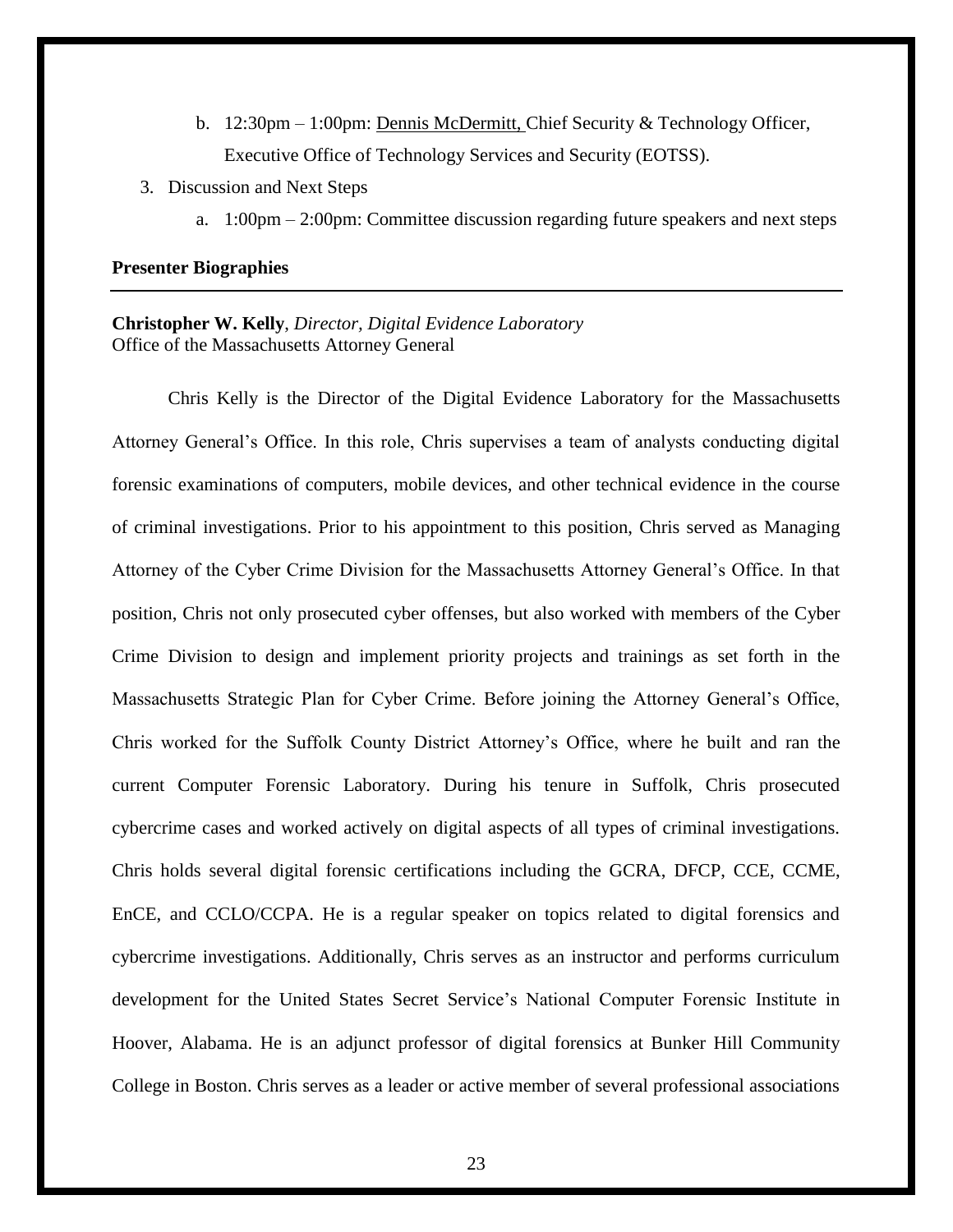b. 12:30pm – 1:00pm: Dennis McDermitt, Chief Security & Technology Officer, Executive Office of Technology Services and Security (EOTSS).

3. Discussion and Next Steps
   a. 1:00pm – 2:00pm: Committee discussion regarding future speakers and next steps

**Presenter Biographies**

---

**Christopher W. Kelly**, *Director, Digital Evidence Laboratory*
Office of the Massachusetts Attorney General

Chris Kelly is the Director of the Digital Evidence Laboratory for the Massachusetts Attorney General's Office. In this role, Chris supervises a team of analysts conducting digital forensic examinations of computers, mobile devices, and other technical evidence in the course of criminal investigations. Prior to his appointment to this position, Chris served as Managing Attorney of the Cyber Crime Division for the Massachusetts Attorney General's Office. In that position, Chris not only prosecuted cyber offenses, but also worked with members of the Cyber Crime Division to design and implement priority projects and trainings as set forth in the Massachusetts Strategic Plan for Cyber Crime. Before joining the Attorney General's Office, Chris worked for the Suffolk County District Attorney's Office, where he built and ran the current Computer Forensic Laboratory. During his tenure in Suffolk, Chris prosecuted cybercrime cases and worked actively on digital aspects of all types of criminal investigations. Chris holds several digital forensic certifications including the GCRA, DFCP, CCE, CCME, EnCE, and CCLO/CCPA. He is a regular speaker on topics related to digital forensics and cybercrime investigations. Additionally, Chris serves as an instructor and performs curriculum development for the United States Secret Service's National Computer Forensic Institute in Hoover, Alabama. He is an adjunct professor of digital forensics at Bunker Hill Community College in Boston. Chris serves as a leader or active member of several professional associations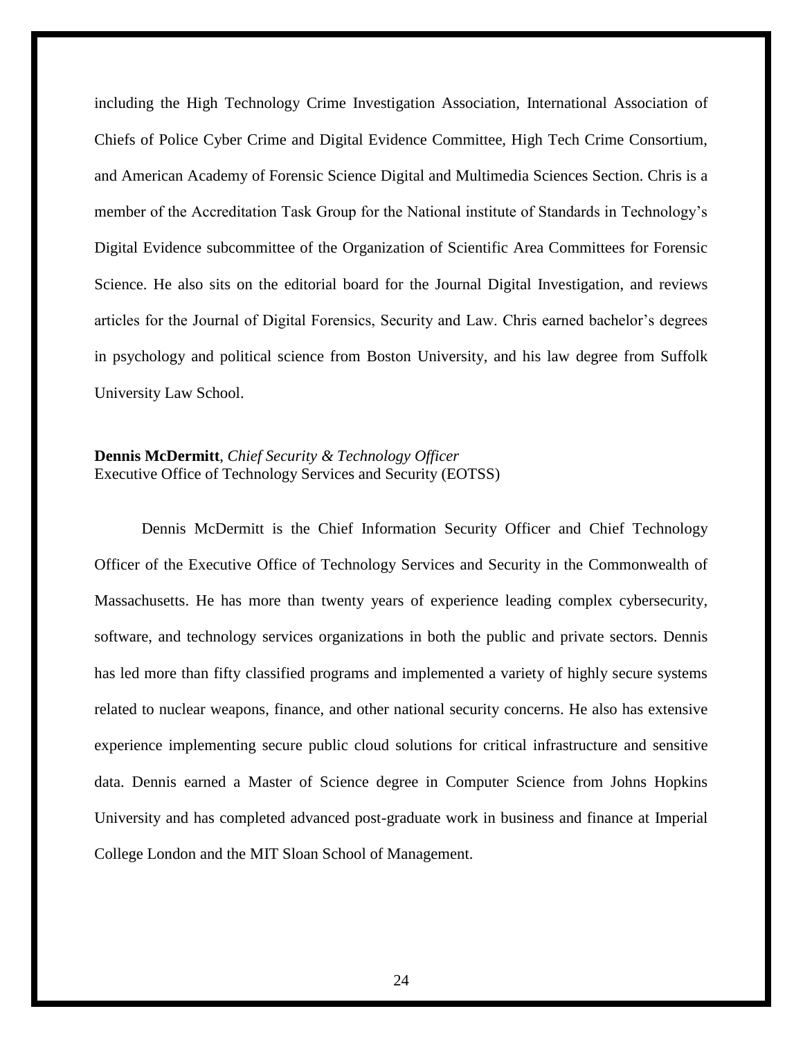including the High Technology Crime Investigation Association, International Association of Chiefs of Police Cyber Crime and Digital Evidence Committee, High Tech Crime Consortium, and American Academy of Forensic Science Digital and Multimedia Sciences Section. Chris is a member of the Accreditation Task Group for the National institute of Standards in Technology's Digital Evidence subcommittee of the Organization of Scientific Area Committees for Forensic Science. He also sits on the editorial board for the Journal Digital Investigation, and reviews articles for the Journal of Digital Forensics, Security and Law. Chris earned bachelor's degrees in psychology and political science from Boston University, and his law degree from Suffolk University Law School.

**Dennis McDermitt**, *Chief Security & Technology Officer*
Executive Office of Technology Services and Security (EOTSS)

Dennis McDermitt is the Chief Information Security Officer and Chief Technology Officer of the Executive Office of Technology Services and Security in the Commonwealth of Massachusetts. He has more than twenty years of experience leading complex cybersecurity, software, and technology services organizations in both the public and private sectors. Dennis has led more than fifty classified programs and implemented a variety of highly secure systems related to nuclear weapons, finance, and other national security concerns. He also has extensive experience implementing secure public cloud solutions for critical infrastructure and sensitive data. Dennis earned a Master of Science degree in Computer Science from Johns Hopkins University and has completed advanced post-graduate work in business and finance at Imperial College London and the MIT Sloan School of Management.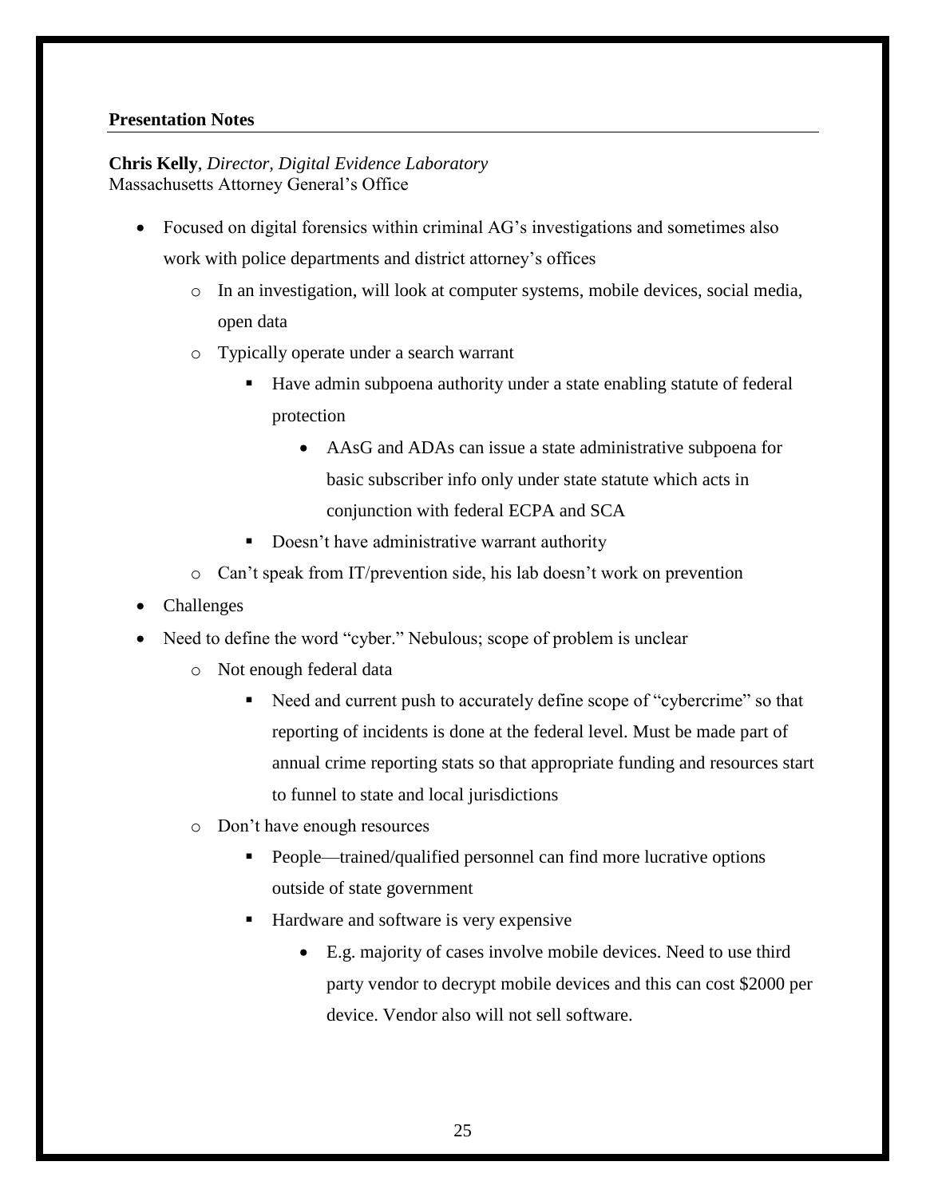**Presentation Notes**

**Chris Kelly**, *Director, Digital Evidence Laboratory*
Massachusetts Attorney General's Office

- Focused on digital forensics within criminal AG's investigations and sometimes also work with police departments and district attorney's offices
    - In an investigation, will look at computer systems, mobile devices, social media, open data
    - Typically operate under a search warrant
        - Have admin subpoena authority under a state enabling statute of federal protection
            - AAsG and ADAs can issue a state administrative subpoena for basic subscriber info only under state statute which acts in conjunction with federal ECPA and SCA
        - Doesn't have administrative warrant authority
    - Can't speak from IT/prevention side, his lab doesn't work on prevention
- Challenges
- Need to define the word "cyber." Nebulous; scope of problem is unclear
    - Not enough federal data
        - Need and current push to accurately define scope of "cybercrime" so that reporting of incidents is done at the federal level. Must be made part of annual crime reporting stats so that appropriate funding and resources start to funnel to state and local jurisdictions
    - Don't have enough resources
        - People—trained/qualified personnel can find more lucrative options outside of state government
        - Hardware and software is very expensive
            - E.g. majority of cases involve mobile devices. Need to use third party vendor to decrypt mobile devices and this can cost $2000 per device. Vendor also will not sell software.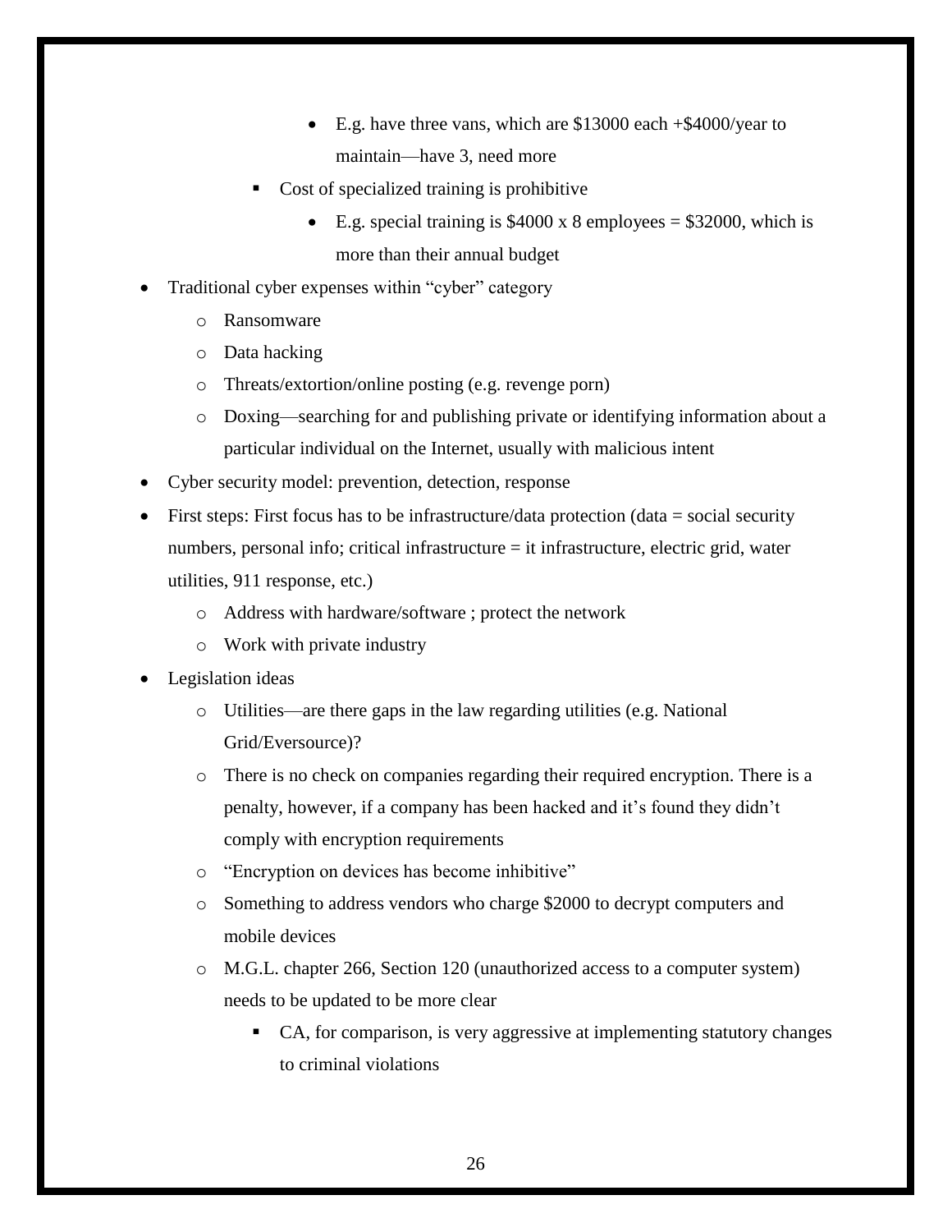- E.g. have three vans, which are $13000 each +$4000/year to maintain—have 3, need more
        - Cost of specialized training is prohibitive
            - E.g. special training is $4000 x 8 employees = $32000, which is more than their annual budget

- Traditional cyber expenses within "cyber" category
    - Ransomware
    - Data hacking
    - Threats/extortion/online posting (e.g. revenge porn)
    - Doxing—searching for and publishing private or identifying information about a particular individual on the Internet, usually with malicious intent
- Cyber security model: prevention, detection, response
- First steps: First focus has to be infrastructure/data protection (data = social security numbers, personal info; critical infrastructure = it infrastructure, electric grid, water utilities, 911 response, etc.)
    - Address with hardware/software ; protect the network
    - Work with private industry
- Legislation ideas
    - Utilities—are there gaps in the law regarding utilities (e.g. National Grid/Eversource)?
    - There is no check on companies regarding their required encryption. There is a penalty, however, if a company has been hacked and it's found they didn't comply with encryption requirements
    - "Encryption on devices has become inhibitive"
    - Something to address vendors who charge $2000 to decrypt computers and mobile devices
    - M.G.L. chapter 266, Section 120 (unauthorized access to a computer system) needs to be updated to be more clear
        - CA, for comparison, is very aggressive at implementing statutory changes to criminal violations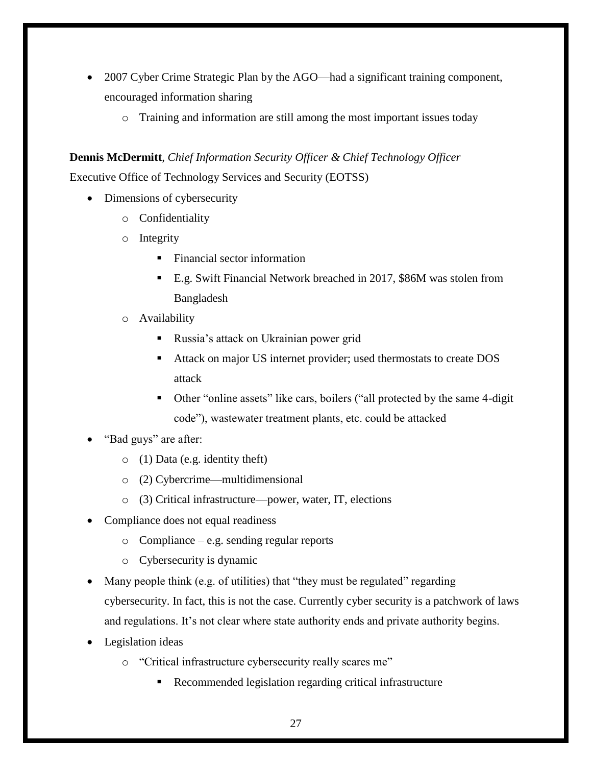- 2007 Cyber Crime Strategic Plan by the AGO—had a significant training component, encouraged information sharing
    - Training and information are still among the most important issues today

**Dennis McDermitt**, *Chief Information Security Officer & Chief Technology Officer*
Executive Office of Technology Services and Security (EOTSS)

- Dimensions of cybersecurity
    - Confidentiality
    - Integrity
        - Financial sector information
        - E.g. Swift Financial Network breached in 2017, $86M was stolen from Bangladesh
    - Availability
        - Russia's attack on Ukrainian power grid
        - Attack on major US internet provider; used thermostats to create DOS attack
        - Other "online assets" like cars, boilers ("all protected by the same 4-digit code"), wastewater treatment plants, etc. could be attacked
- "Bad guys" are after:
    - (1) Data (e.g. identity theft)
    - (2) Cybercrime—multidimensional
    - (3) Critical infrastructure—power, water, IT, elections
- Compliance does not equal readiness
    - Compliance – e.g. sending regular reports
    - Cybersecurity is dynamic
- Many people think (e.g. of utilities) that "they must be regulated" regarding cybersecurity. In fact, this is not the case. Currently cyber security is a patchwork of laws and regulations. It's not clear where state authority ends and private authority begins.
- Legislation ideas
    - "Critical infrastructure cybersecurity really scares me"
        - Recommended legislation regarding critical infrastructure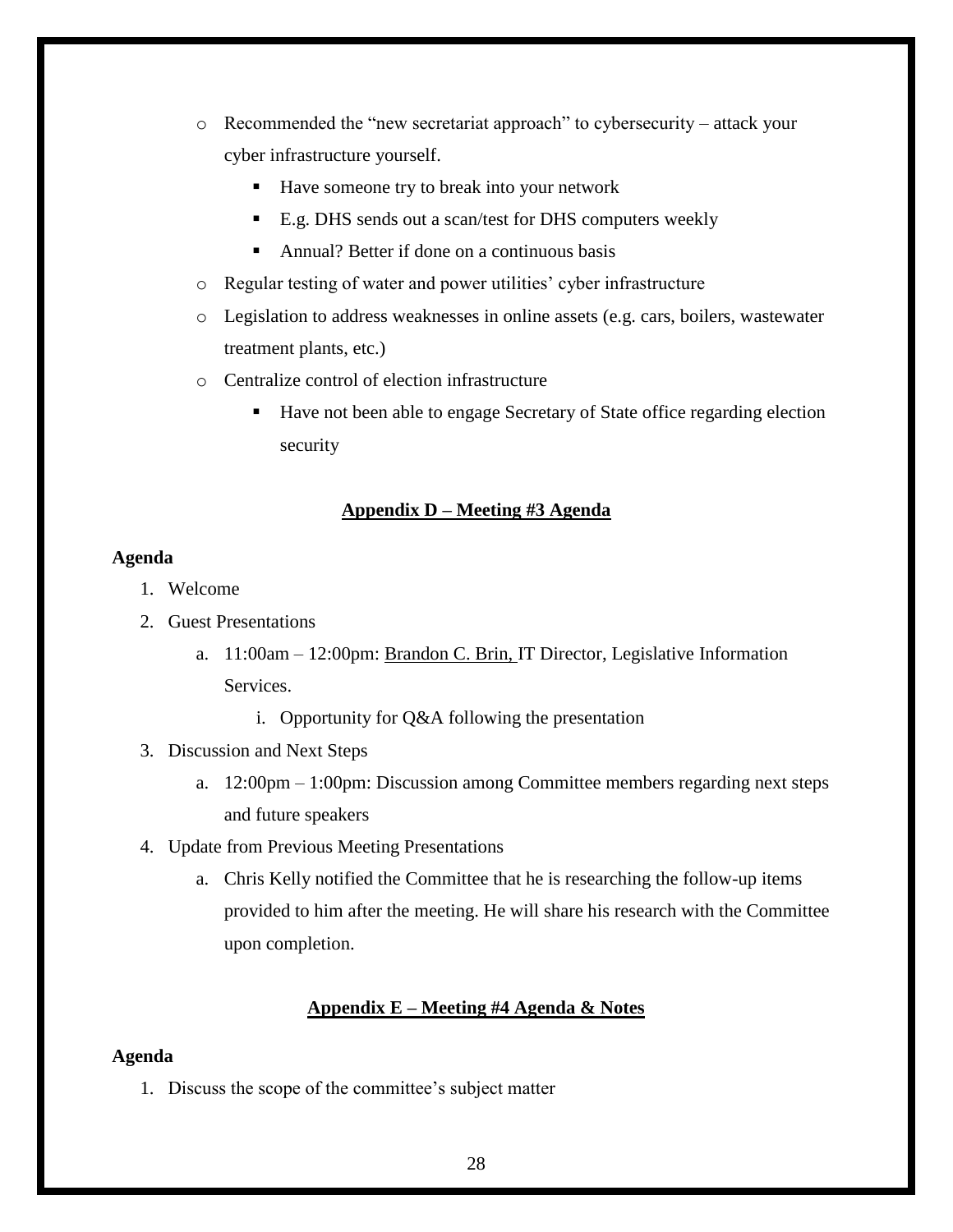- Recommended the "new secretariat approach" to cybersecurity – attack your cyber infrastructure yourself.
  - Have someone try to break into your network
  - E.g. DHS sends out a scan/test for DHS computers weekly
  - Annual? Better if done on a continuous basis
- Regular testing of water and power utilities' cyber infrastructure
- Legislation to address weaknesses in online assets (e.g. cars, boilers, wastewater treatment plants, etc.)
- Centralize control of election infrastructure
  - Have not been able to engage Secretary of State office regarding election security

## Appendix D – Meeting #3 Agenda

**Agenda**

1. Welcome
2. Guest Presentations
   a. 11:00am – 12:00pm: Brandon C. Brin, IT Director, Legislative Information Services.
      i. Opportunity for Q&A following the presentation
3. Discussion and Next Steps
   a. 12:00pm – 1:00pm: Discussion among Committee members regarding next steps and future speakers
4. Update from Previous Meeting Presentations
   a. Chris Kelly notified the Committee that he is researching the follow-up items provided to him after the meeting. He will share his research with the Committee upon completion.

## Appendix E – Meeting #4 Agenda & Notes

**Agenda**

1. Discuss the scope of the committee's subject matter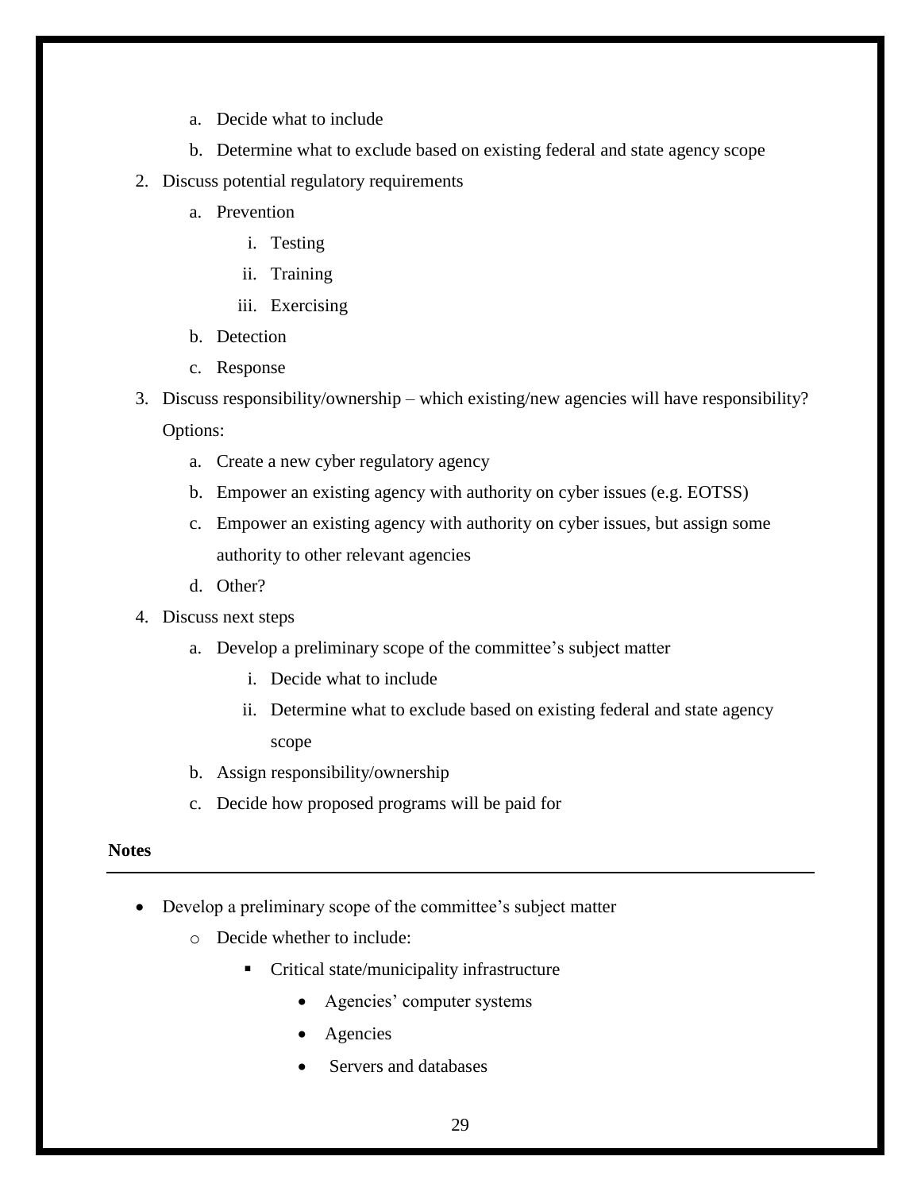a. Decide what to include
   b. Determine what to exclude based on existing federal and state agency scope
2. Discuss potential regulatory requirements
   a. Prevention
      i. Testing
      ii. Training
      iii. Exercising
   b. Detection
   c. Response
3. Discuss responsibility/ownership – which existing/new agencies will have responsibility? Options:
   a. Create a new cyber regulatory agency
   b. Empower an existing agency with authority on cyber issues (e.g. EOTSS)
   c. Empower an existing agency with authority on cyber issues, but assign some authority to other relevant agencies
   d. Other?
4. Discuss next steps
   a. Develop a preliminary scope of the committee's subject matter
      i. Decide what to include
      ii. Determine what to exclude based on existing federal and state agency scope
   b. Assign responsibility/ownership
   c. Decide how proposed programs will be paid for

**Notes**

---

- Develop a preliminary scope of the committee's subject matter
  - Decide whether to include:
    - Critical state/municipality infrastructure
      - Agencies' computer systems
      - Agencies
      - Servers and databases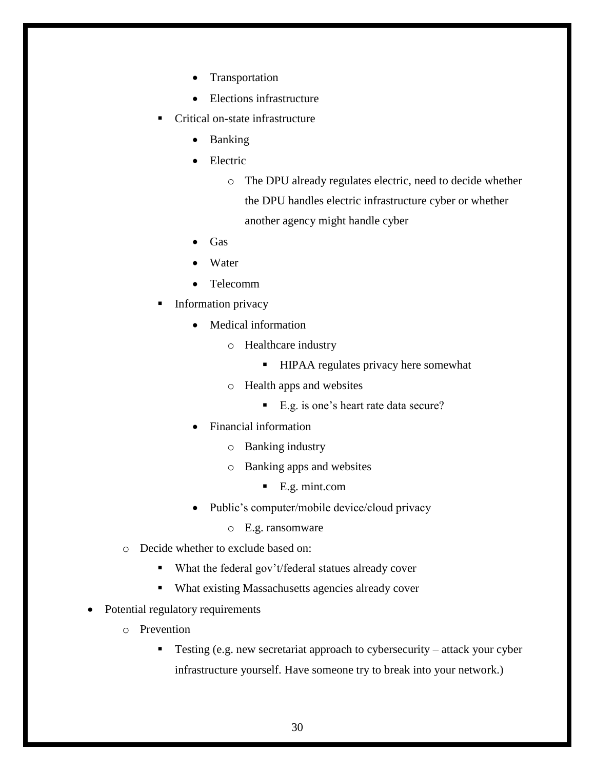- Transportation
            - Elections infrastructure
        - Critical on-state infrastructure
            - Banking
            - Electric
                - The DPU already regulates electric, need to decide whether the DPU handles electric infrastructure cyber or whether another agency might handle cyber
            - Gas
            - Water
            - Telecomm
        - Information privacy
            - Medical information
                - Healthcare industry
                    - HIPAA regulates privacy here somewhat
                - Health apps and websites
                    - E.g. is one's heart rate data secure?
            - Financial information
                - Banking industry
                - Banking apps and websites
                    - E.g. mint.com
            - Public's computer/mobile device/cloud privacy
                - E.g. ransomware
    - Decide whether to exclude based on:
        - What the federal gov't/federal statues already cover
        - What existing Massachusetts agencies already cover
- Potential regulatory requirements
    - Prevention
        - Testing (e.g. new secretariat approach to cybersecurity – attack your cyber infrastructure yourself. Have someone try to break into your network.)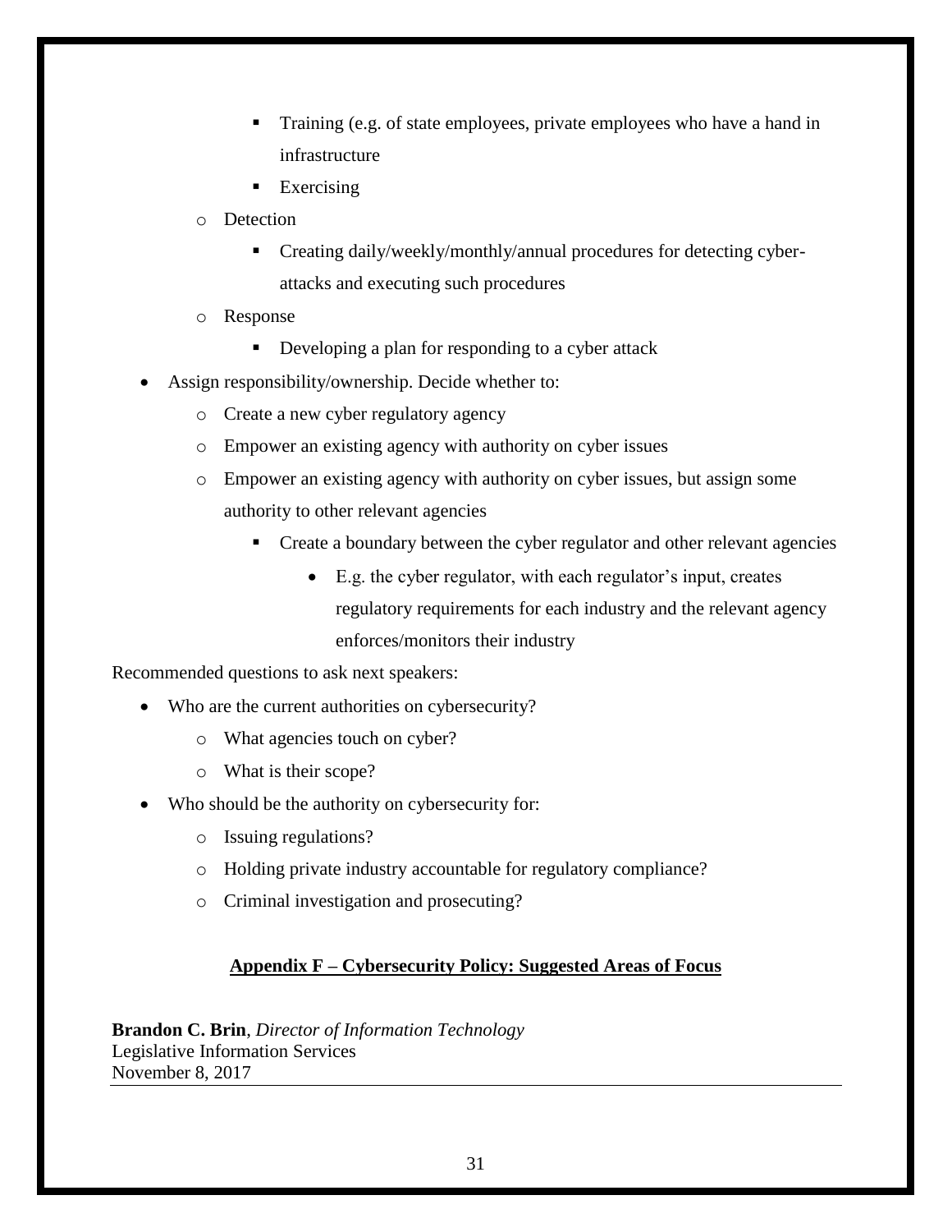- Training (e.g. of state employees, private employees who have a hand in infrastructure
        - Exercising
    - Detection
        - Creating daily/weekly/monthly/annual procedures for detecting cyber-attacks and executing such procedures
    - Response
        - Developing a plan for responding to a cyber attack
- Assign responsibility/ownership. Decide whether to:
    - Create a new cyber regulatory agency
    - Empower an existing agency with authority on cyber issues
    - Empower an existing agency with authority on cyber issues, but assign some authority to other relevant agencies
        - Create a boundary between the cyber regulator and other relevant agencies
            - E.g. the cyber regulator, with each regulator's input, creates regulatory requirements for each industry and the relevant agency enforces/monitors their industry

Recommended questions to ask next speakers:

- Who are the current authorities on cybersecurity?
    - What agencies touch on cyber?
    - What is their scope?
- Who should be the authority on cybersecurity for:
    - Issuing regulations?
    - Holding private industry accountable for regulatory compliance?
    - Criminal investigation and prosecuting?

## Appendix F – Cybersecurity Policy: Suggested Areas of Focus

**Brandon C. Brin**, *Director of Information Technology*
Legislative Information Services
November 8, 2017

---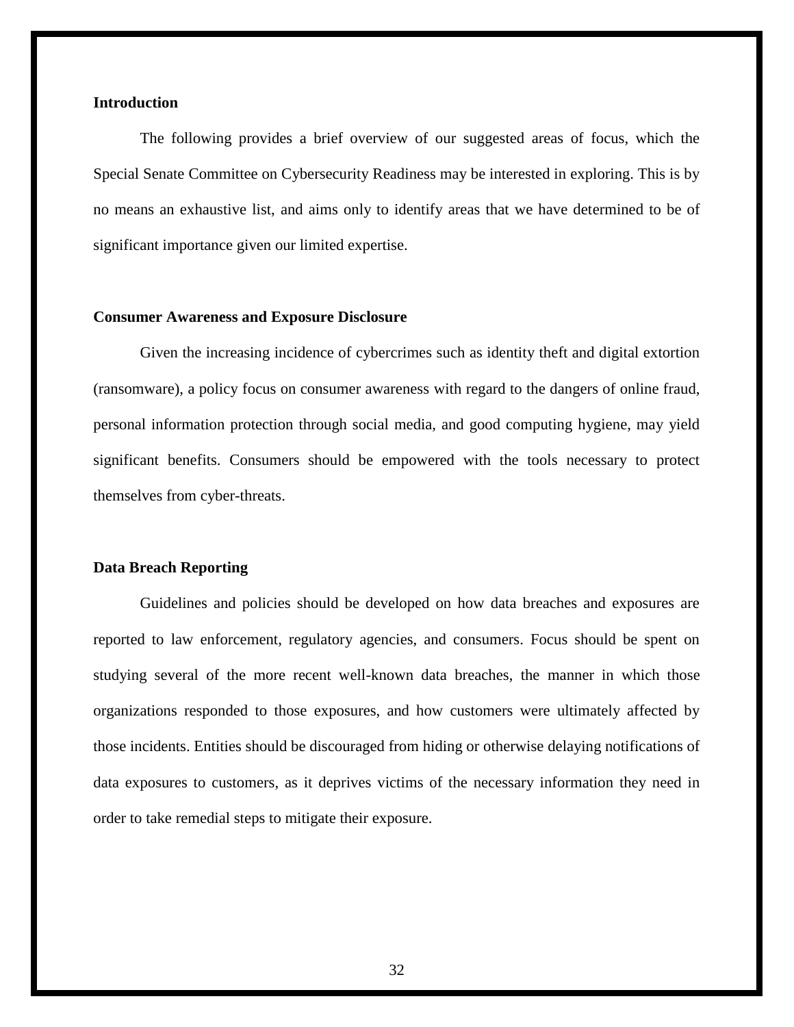**Introduction**

The following provides a brief overview of our suggested areas of focus, which the Special Senate Committee on Cybersecurity Readiness may be interested in exploring. This is by no means an exhaustive list, and aims only to identify areas that we have determined to be of significant importance given our limited expertise.

**Consumer Awareness and Exposure Disclosure**

Given the increasing incidence of cybercrimes such as identity theft and digital extortion (ransomware), a policy focus on consumer awareness with regard to the dangers of online fraud, personal information protection through social media, and good computing hygiene, may yield significant benefits. Consumers should be empowered with the tools necessary to protect themselves from cyber-threats.

**Data Breach Reporting**

Guidelines and policies should be developed on how data breaches and exposures are reported to law enforcement, regulatory agencies, and consumers. Focus should be spent on studying several of the more recent well-known data breaches, the manner in which those organizations responded to those exposures, and how customers were ultimately affected by those incidents. Entities should be discouraged from hiding or otherwise delaying notifications of data exposures to customers, as it deprives victims of the necessary information they need in order to take remedial steps to mitigate their exposure.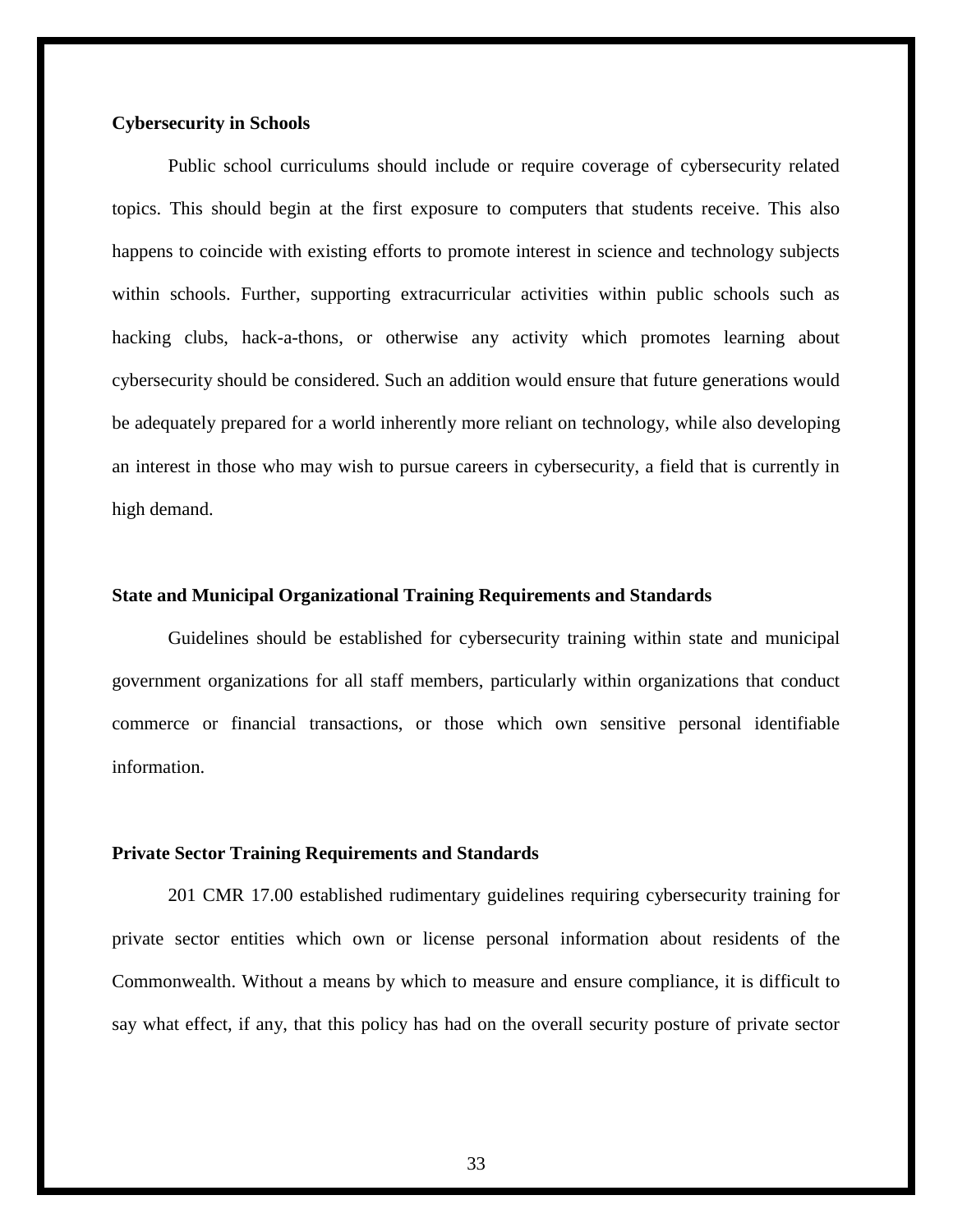**Cybersecurity in Schools**

Public school curriculums should include or require coverage of cybersecurity related topics. This should begin at the first exposure to computers that students receive. This also happens to coincide with existing efforts to promote interest in science and technology subjects within schools. Further, supporting extracurricular activities within public schools such as hacking clubs, hack-a-thons, or otherwise any activity which promotes learning about cybersecurity should be considered. Such an addition would ensure that future generations would be adequately prepared for a world inherently more reliant on technology, while also developing an interest in those who may wish to pursue careers in cybersecurity, a field that is currently in high demand.

**State and Municipal Organizational Training Requirements and Standards**

Guidelines should be established for cybersecurity training within state and municipal government organizations for all staff members, particularly within organizations that conduct commerce or financial transactions, or those which own sensitive personal identifiable information.

**Private Sector Training Requirements and Standards**

201 CMR 17.00 established rudimentary guidelines requiring cybersecurity training for private sector entities which own or license personal information about residents of the Commonwealth. Without a means by which to measure and ensure compliance, it is difficult to say what effect, if any, that this policy has had on the overall security posture of private sector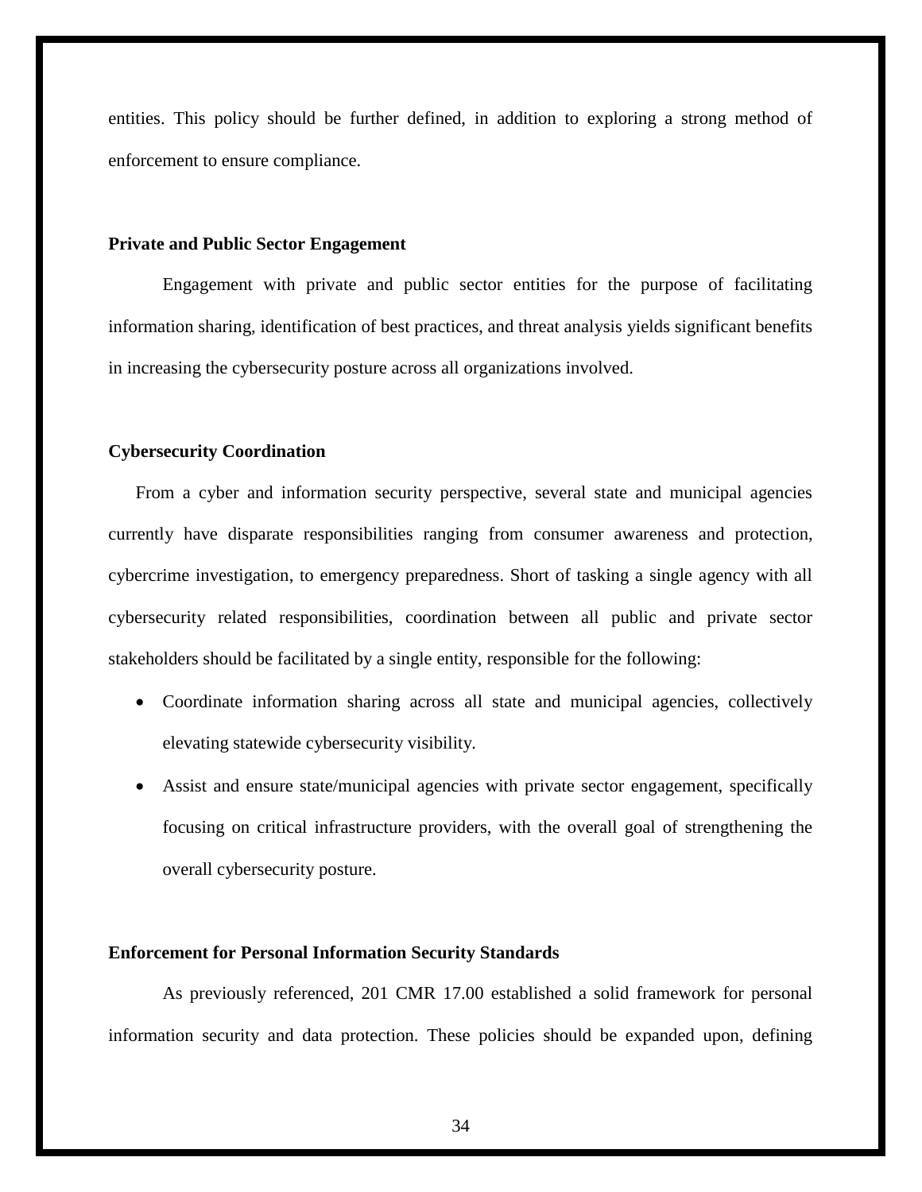entities. This policy should be further defined, in addition to exploring a strong method of enforcement to ensure compliance.

**Private and Public Sector Engagement**

Engagement with private and public sector entities for the purpose of facilitating information sharing, identification of best practices, and threat analysis yields significant benefits in increasing the cybersecurity posture across all organizations involved.

**Cybersecurity Coordination**

From a cyber and information security perspective, several state and municipal agencies currently have disparate responsibilities ranging from consumer awareness and protection, cybercrime investigation, to emergency preparedness. Short of tasking a single agency with all cybersecurity related responsibilities, coordination between all public and private sector stakeholders should be facilitated by a single entity, responsible for the following:

- Coordinate information sharing across all state and municipal agencies, collectively elevating statewide cybersecurity visibility.
- Assist and ensure state/municipal agencies with private sector engagement, specifically focusing on critical infrastructure providers, with the overall goal of strengthening the overall cybersecurity posture.

**Enforcement for Personal Information Security Standards**

As previously referenced, 201 CMR 17.00 established a solid framework for personal information security and data protection. These policies should be expanded upon, defining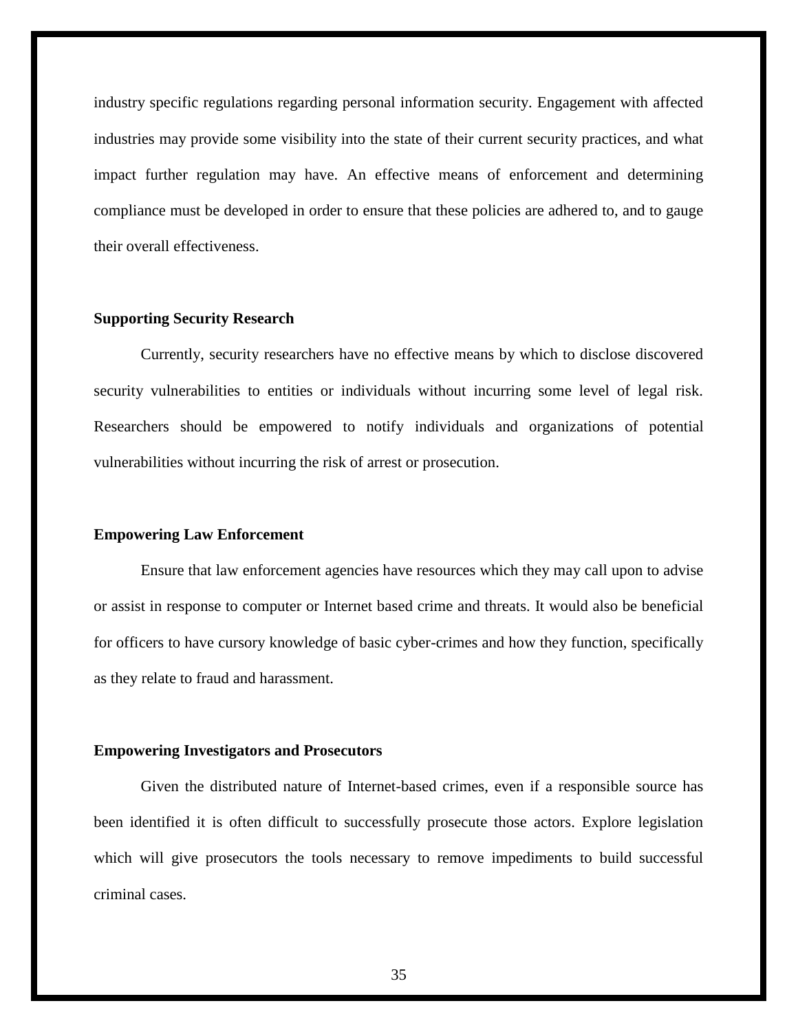industry specific regulations regarding personal information security. Engagement with affected industries may provide some visibility into the state of their current security practices, and what impact further regulation may have. An effective means of enforcement and determining compliance must be developed in order to ensure that these policies are adhered to, and to gauge their overall effectiveness.

**Supporting Security Research**

Currently, security researchers have no effective means by which to disclose discovered security vulnerabilities to entities or individuals without incurring some level of legal risk. Researchers should be empowered to notify individuals and organizations of potential vulnerabilities without incurring the risk of arrest or prosecution.

**Empowering Law Enforcement**

Ensure that law enforcement agencies have resources which they may call upon to advise or assist in response to computer or Internet based crime and threats. It would also be beneficial for officers to have cursory knowledge of basic cyber-crimes and how they function, specifically as they relate to fraud and harassment.

**Empowering Investigators and Prosecutors**

Given the distributed nature of Internet-based crimes, even if a responsible source has been identified it is often difficult to successfully prosecute those actors. Explore legislation which will give prosecutors the tools necessary to remove impediments to build successful criminal cases.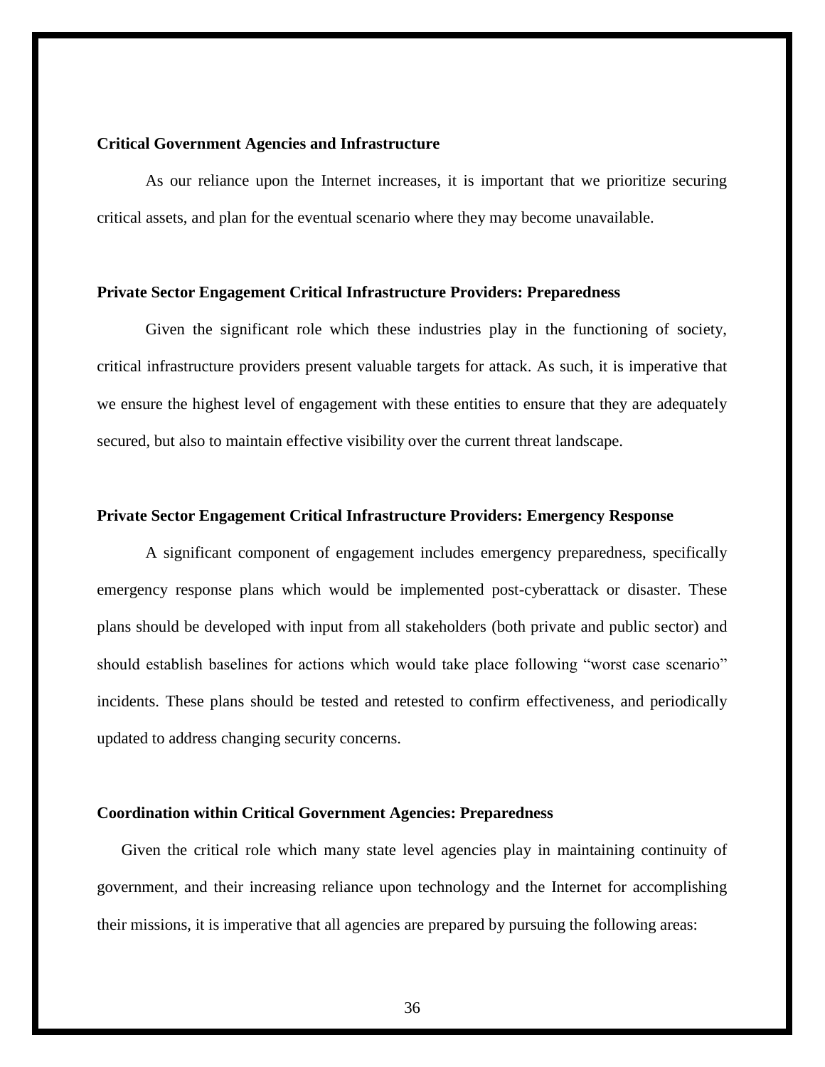**Critical Government Agencies and Infrastructure**

As our reliance upon the Internet increases, it is important that we prioritize securing critical assets, and plan for the eventual scenario where they may become unavailable.

**Private Sector Engagement Critical Infrastructure Providers: Preparedness**

Given the significant role which these industries play in the functioning of society, critical infrastructure providers present valuable targets for attack. As such, it is imperative that we ensure the highest level of engagement with these entities to ensure that they are adequately secured, but also to maintain effective visibility over the current threat landscape.

**Private Sector Engagement Critical Infrastructure Providers: Emergency Response**

A significant component of engagement includes emergency preparedness, specifically emergency response plans which would be implemented post-cyberattack or disaster. These plans should be developed with input from all stakeholders (both private and public sector) and should establish baselines for actions which would take place following "worst case scenario" incidents. These plans should be tested and retested to confirm effectiveness, and periodically updated to address changing security concerns.

**Coordination within Critical Government Agencies: Preparedness**

Given the critical role which many state level agencies play in maintaining continuity of government, and their increasing reliance upon technology and the Internet for accomplishing their missions, it is imperative that all agencies are prepared by pursuing the following areas: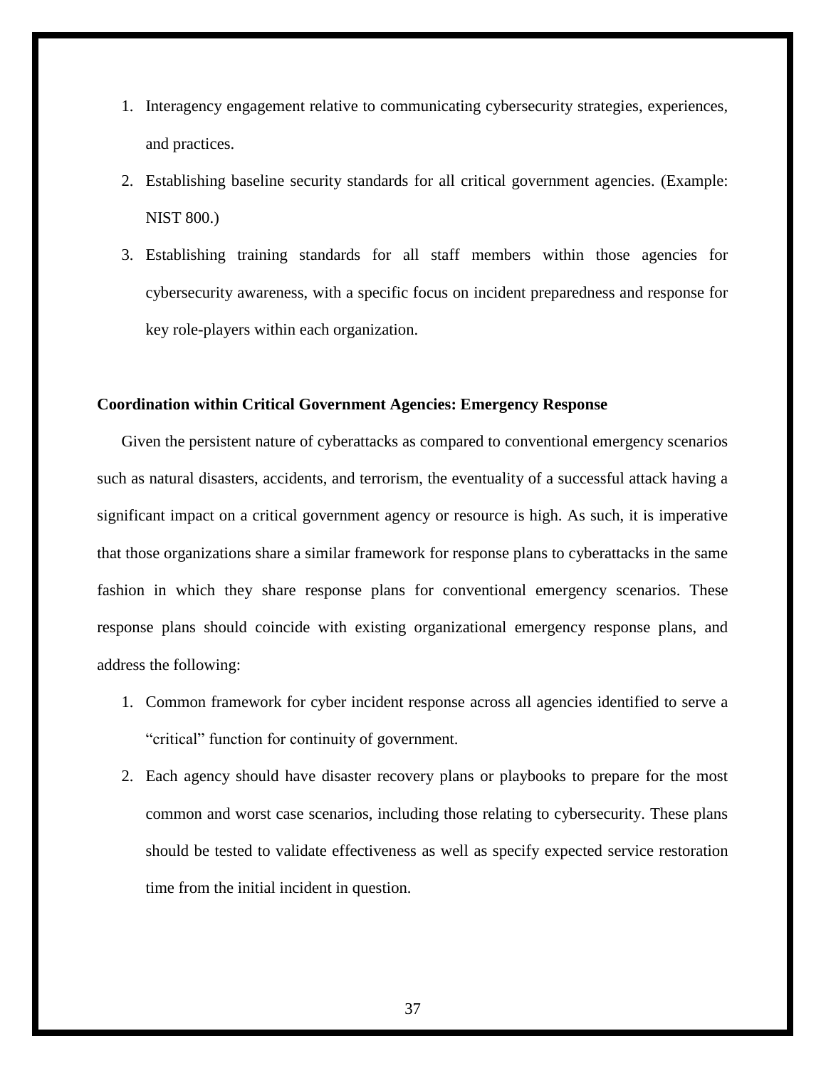1. Interagency engagement relative to communicating cybersecurity strategies, experiences, and practices.
2. Establishing baseline security standards for all critical government agencies. (Example: NIST 800.)
3. Establishing training standards for all staff members within those agencies for cybersecurity awareness, with a specific focus on incident preparedness and response for key role-players within each organization.

**Coordination within Critical Government Agencies: Emergency Response**

Given the persistent nature of cyberattacks as compared to conventional emergency scenarios such as natural disasters, accidents, and terrorism, the eventuality of a successful attack having a significant impact on a critical government agency or resource is high. As such, it is imperative that those organizations share a similar framework for response plans to cyberattacks in the same fashion in which they share response plans for conventional emergency scenarios. These response plans should coincide with existing organizational emergency response plans, and address the following:

1. Common framework for cyber incident response across all agencies identified to serve a "critical" function for continuity of government.
2. Each agency should have disaster recovery plans or playbooks to prepare for the most common and worst case scenarios, including those relating to cybersecurity. These plans should be tested to validate effectiveness as well as specify expected service restoration time from the initial incident in question.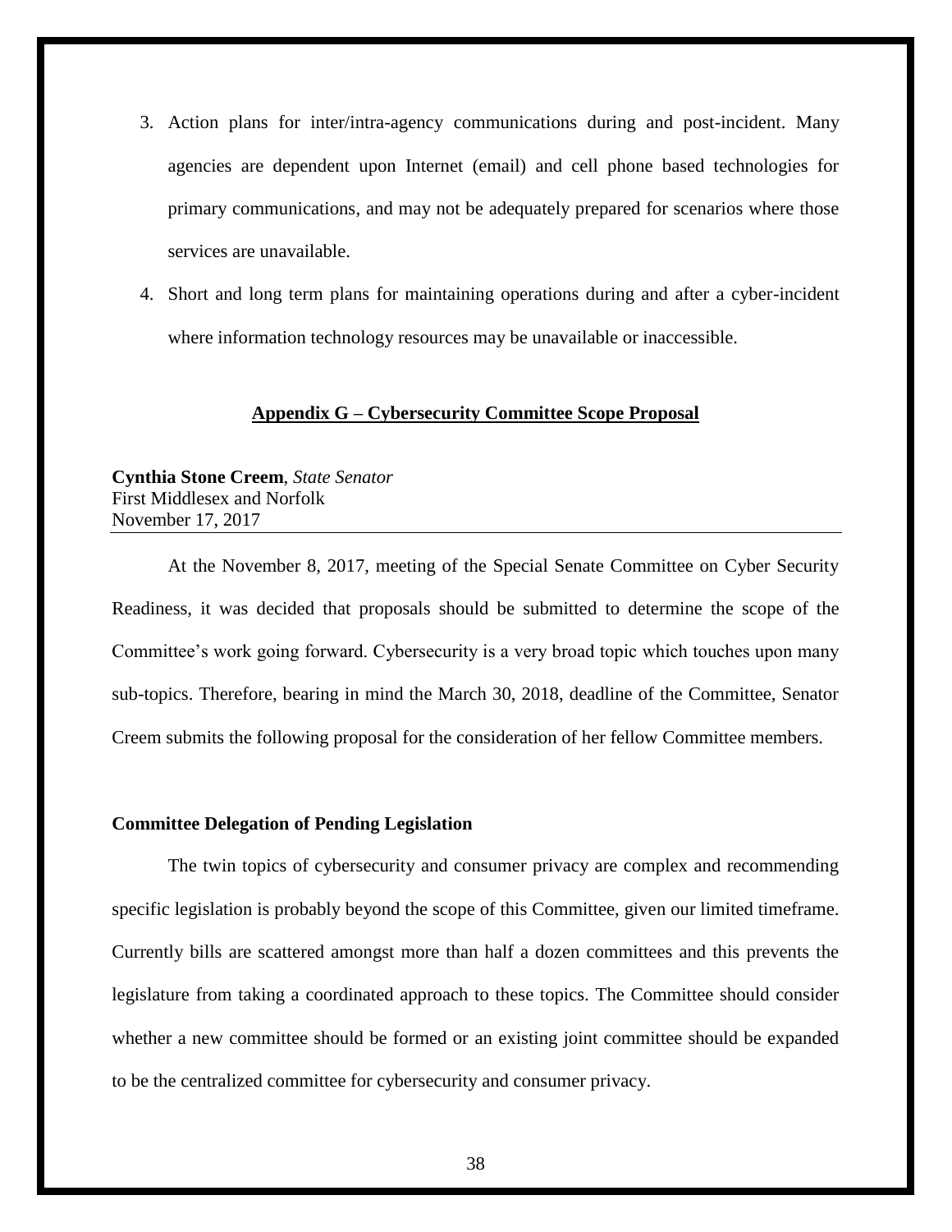3. Action plans for inter/intra-agency communications during and post-incident. Many agencies are dependent upon Internet (email) and cell phone based technologies for primary communications, and may not be adequately prepared for scenarios where those services are unavailable.
4. Short and long term plans for maintaining operations during and after a cyber-incident where information technology resources may be unavailable or inaccessible.

## Appendix G – Cybersecurity Committee Scope Proposal

**Cynthia Stone Creem**, *State Senator*
First Middlesex and Norfolk
November 17, 2017

---

At the November 8, 2017, meeting of the Special Senate Committee on Cyber Security Readiness, it was decided that proposals should be submitted to determine the scope of the Committee's work going forward. Cybersecurity is a very broad topic which touches upon many sub-topics. Therefore, bearing in mind the March 30, 2018, deadline of the Committee, Senator Creem submits the following proposal for the consideration of her fellow Committee members.

**Committee Delegation of Pending Legislation**

The twin topics of cybersecurity and consumer privacy are complex and recommending specific legislation is probably beyond the scope of this Committee, given our limited timeframe. Currently bills are scattered amongst more than half a dozen committees and this prevents the legislature from taking a coordinated approach to these topics. The Committee should consider whether a new committee should be formed or an existing joint committee should be expanded to be the centralized committee for cybersecurity and consumer privacy.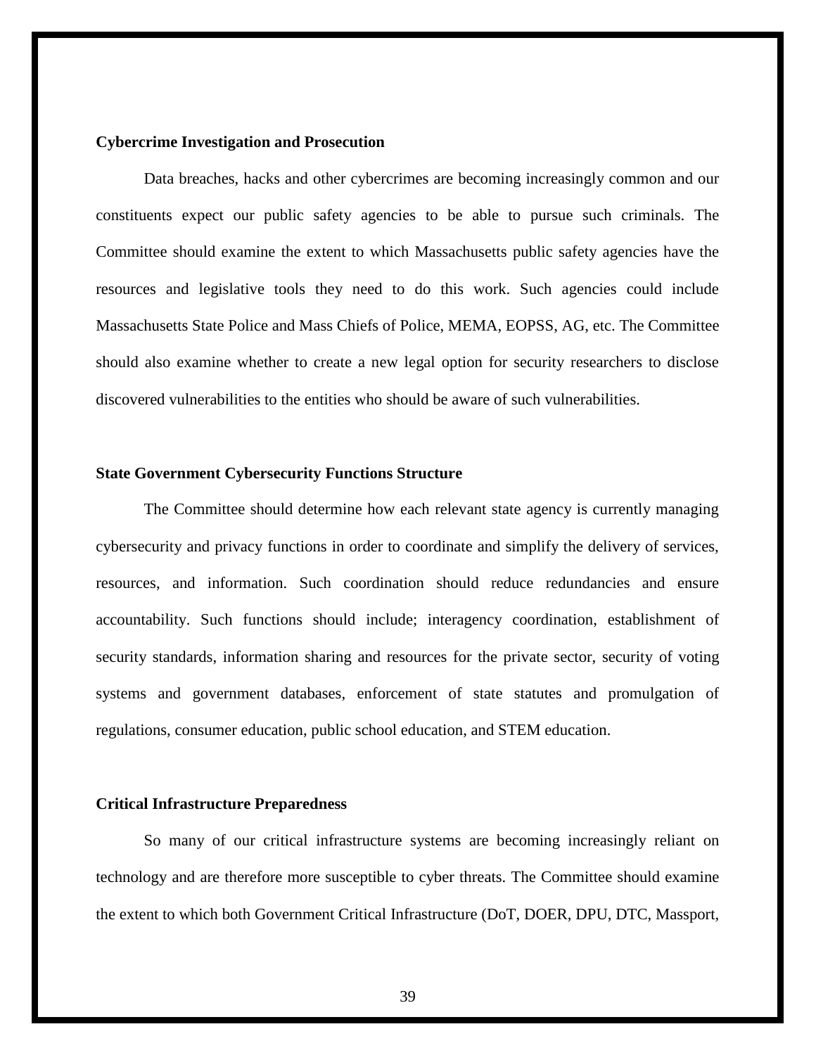**Cybercrime Investigation and Prosecution**

Data breaches, hacks and other cybercrimes are becoming increasingly common and our constituents expect our public safety agencies to be able to pursue such criminals. The Committee should examine the extent to which Massachusetts public safety agencies have the resources and legislative tools they need to do this work. Such agencies could include Massachusetts State Police and Mass Chiefs of Police, MEMA, EOPSS, AG, etc. The Committee should also examine whether to create a new legal option for security researchers to disclose discovered vulnerabilities to the entities who should be aware of such vulnerabilities.

**State Government Cybersecurity Functions Structure**

The Committee should determine how each relevant state agency is currently managing cybersecurity and privacy functions in order to coordinate and simplify the delivery of services, resources, and information. Such coordination should reduce redundancies and ensure accountability. Such functions should include; interagency coordination, establishment of security standards, information sharing and resources for the private sector, security of voting systems and government databases, enforcement of state statutes and promulgation of regulations, consumer education, public school education, and STEM education.

**Critical Infrastructure Preparedness**

So many of our critical infrastructure systems are becoming increasingly reliant on technology and are therefore more susceptible to cyber threats. The Committee should examine the extent to which both Government Critical Infrastructure (DoT, DOER, DPU, DTC, Massport,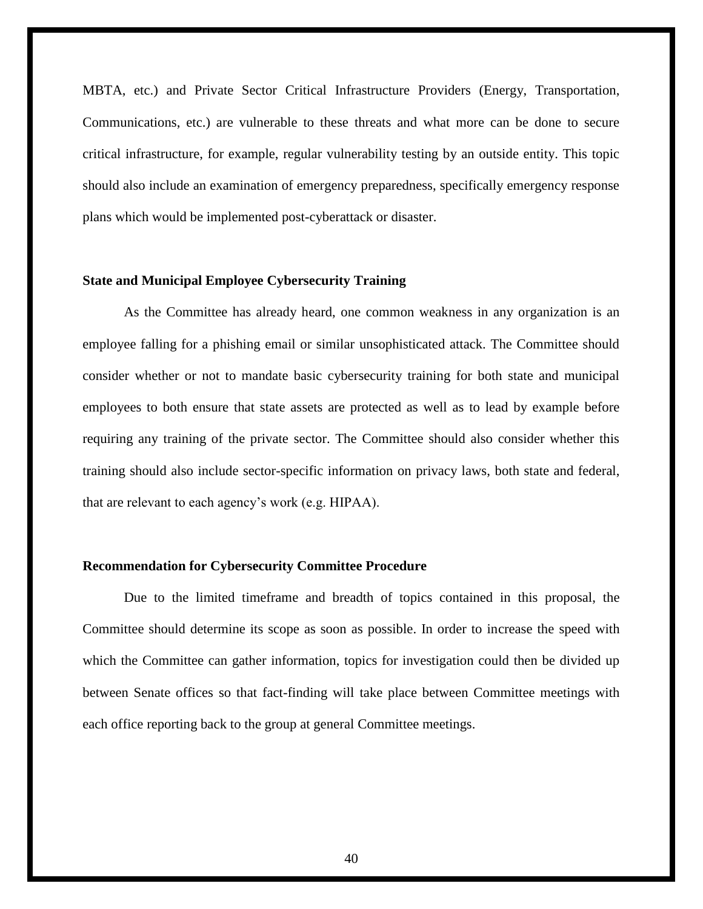MBTA, etc.) and Private Sector Critical Infrastructure Providers (Energy, Transportation, Communications, etc.) are vulnerable to these threats and what more can be done to secure critical infrastructure, for example, regular vulnerability testing by an outside entity. This topic should also include an examination of emergency preparedness, specifically emergency response plans which would be implemented post-cyberattack or disaster.

**State and Municipal Employee Cybersecurity Training**

As the Committee has already heard, one common weakness in any organization is an employee falling for a phishing email or similar unsophisticated attack. The Committee should consider whether or not to mandate basic cybersecurity training for both state and municipal employees to both ensure that state assets are protected as well as to lead by example before requiring any training of the private sector. The Committee should also consider whether this training should also include sector-specific information on privacy laws, both state and federal, that are relevant to each agency's work (e.g. HIPAA).

**Recommendation for Cybersecurity Committee Procedure**

Due to the limited timeframe and breadth of topics contained in this proposal, the Committee should determine its scope as soon as possible. In order to increase the speed with which the Committee can gather information, topics for investigation could then be divided up between Senate offices so that fact-finding will take place between Committee meetings with each office reporting back to the group at general Committee meetings.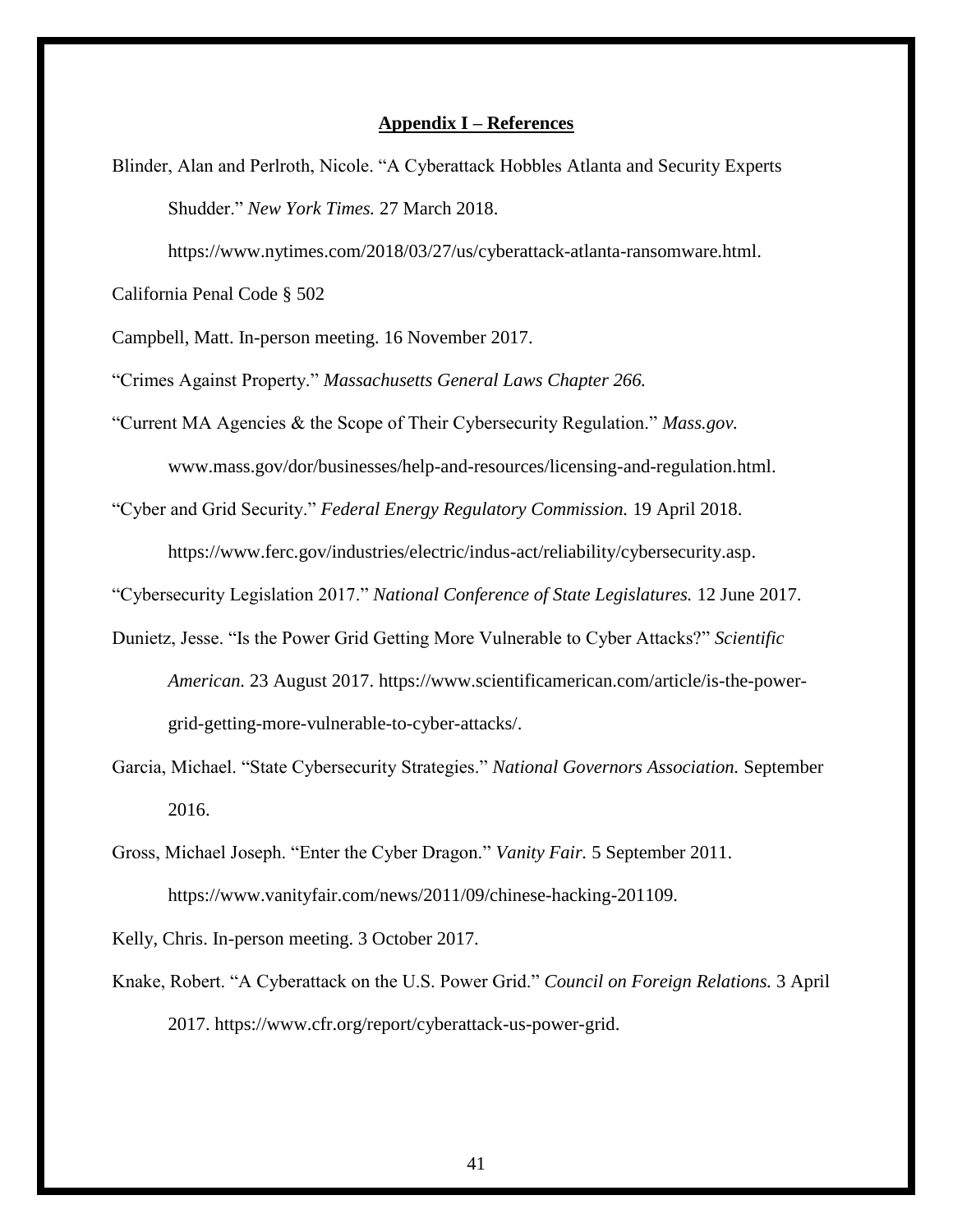## Appendix I – References

Blinder, Alan and Perlroth, Nicole. "A Cyberattack Hobbles Atlanta and Security Experts Shudder." *New York Times.* 27 March 2018. https://www.nytimes.com/2018/03/27/us/cyberattack-atlanta-ransomware.html.

California Penal Code § 502

Campbell, Matt. In-person meeting. 16 November 2017.

"Crimes Against Property." *Massachusetts General Laws Chapter 266.*

"Current MA Agencies & the Scope of Their Cybersecurity Regulation." *Mass.gov.* www.mass.gov/dor/businesses/help-and-resources/licensing-and-regulation.html.

"Cyber and Grid Security." *Federal Energy Regulatory Commission.* 19 April 2018. https://www.ferc.gov/industries/electric/indus-act/reliability/cybersecurity.asp.

"Cybersecurity Legislation 2017." *National Conference of State Legislatures.* 12 June 2017.

Dunietz, Jesse. "Is the Power Grid Getting More Vulnerable to Cyber Attacks?" *Scientific American.* 23 August 2017. https://www.scientificamerican.com/article/is-the-power-grid-getting-more-vulnerable-to-cyber-attacks/.

Garcia, Michael. "State Cybersecurity Strategies." *National Governors Association.* September 2016.

Gross, Michael Joseph. "Enter the Cyber Dragon." *Vanity Fair.* 5 September 2011. https://www.vanityfair.com/news/2011/09/chinese-hacking-201109.

Kelly, Chris. In-person meeting. 3 October 2017.

Knake, Robert. "A Cyberattack on the U.S. Power Grid." *Council on Foreign Relations.* 3 April 2017. https://www.cfr.org/report/cyberattack-us-power-grid.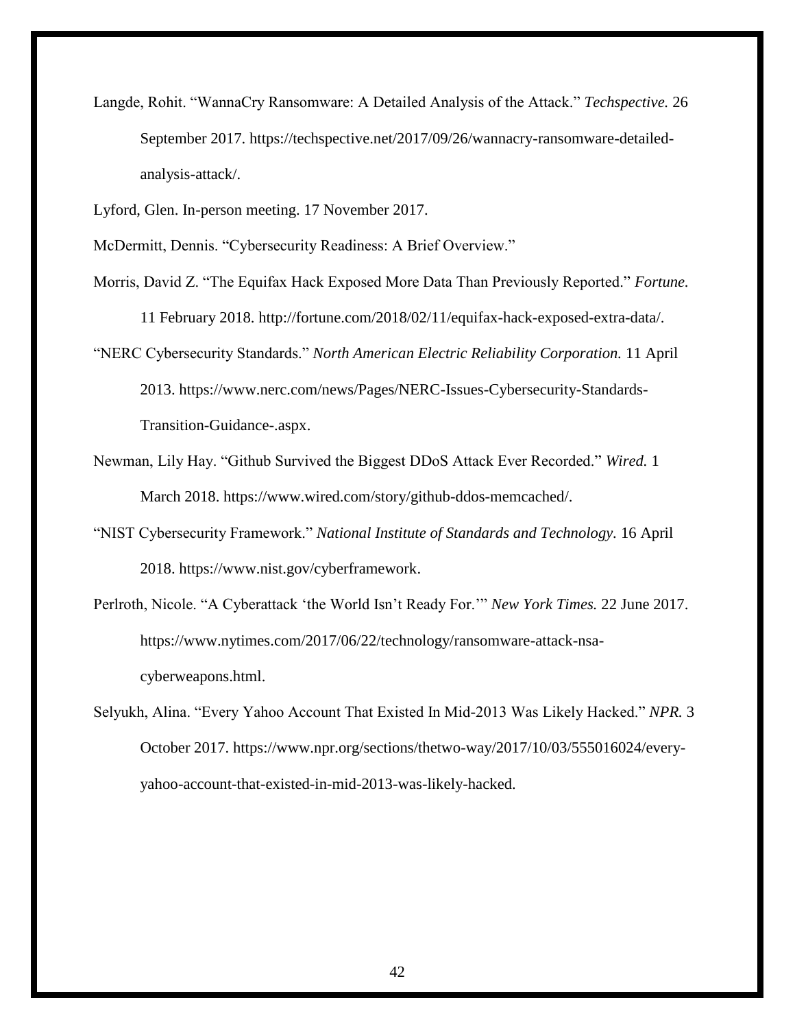Langde, Rohit. "WannaCry Ransomware: A Detailed Analysis of the Attack." *Techspective.* 26 September 2017. https://techspective.net/2017/09/26/wannacry-ransomware-detailed-analysis-attack/.

Lyford, Glen. In-person meeting. 17 November 2017.

McDermitt, Dennis. "Cybersecurity Readiness: A Brief Overview."

Morris, David Z. "The Equifax Hack Exposed More Data Than Previously Reported." *Fortune.* 11 February 2018. http://fortune.com/2018/02/11/equifax-hack-exposed-extra-data/.

"NERC Cybersecurity Standards." *North American Electric Reliability Corporation.* 11 April 2013. https://www.nerc.com/news/Pages/NERC-Issues-Cybersecurity-Standards-Transition-Guidance-.aspx.

Newman, Lily Hay. "Github Survived the Biggest DDoS Attack Ever Recorded." *Wired.* 1 March 2018. https://www.wired.com/story/github-ddos-memcached/.

"NIST Cybersecurity Framework." *National Institute of Standards and Technology.* 16 April 2018. https://www.nist.gov/cyberframework.

Perlroth, Nicole. "A Cyberattack 'the World Isn't Ready For.'" *New York Times.* 22 June 2017. https://www.nytimes.com/2017/06/22/technology/ransomware-attack-nsa-cyberweapons.html.

Selyukh, Alina. "Every Yahoo Account That Existed In Mid-2013 Was Likely Hacked." *NPR.* 3 October 2017. https://www.npr.org/sections/thetwo-way/2017/10/03/555016024/every-yahoo-account-that-existed-in-mid-2013-was-likely-hacked.